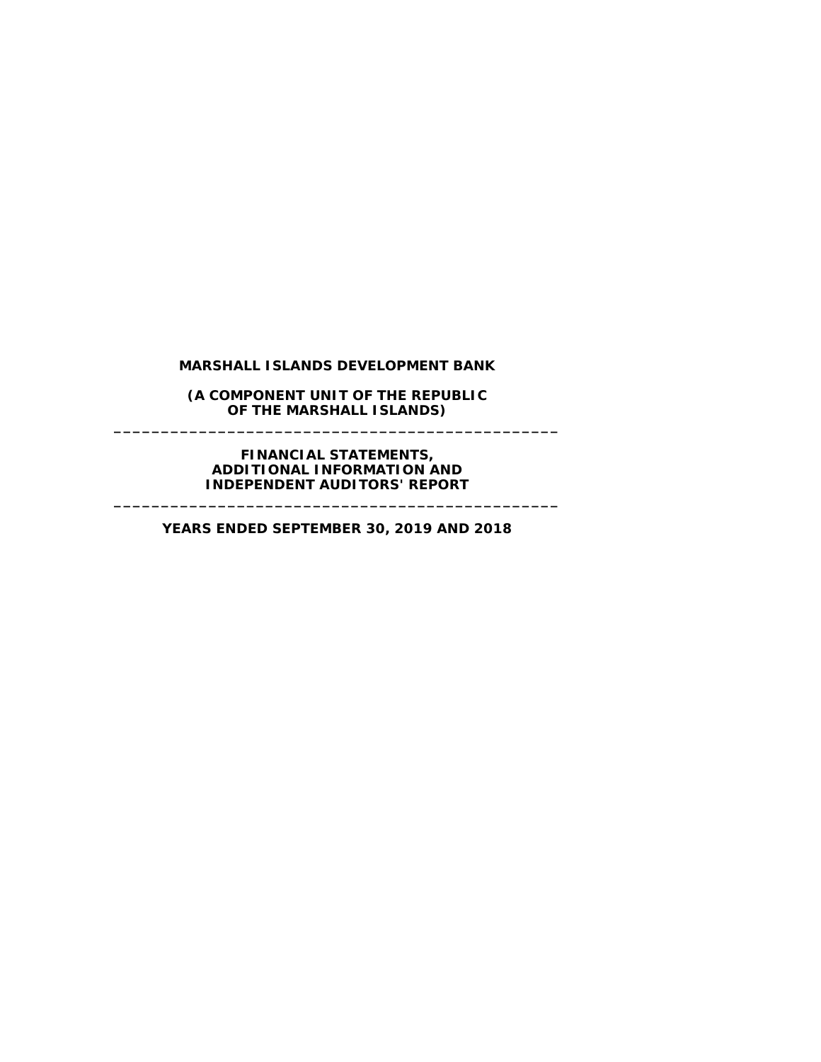# MARSHALL ISLANDS DEVELOPMENT BANK

**(A COMPONENT UNIT OF THE REPUBLIC OF THE MARSHALL ISLANDS)**

---

**FINANCIAL STATEMENTS, ADDITIONAL INFORMATION AND INDEPENDENT AUDITORS' REPORT**

---

**YEARS ENDED SEPTEMBER 30, 2019 AND 2018**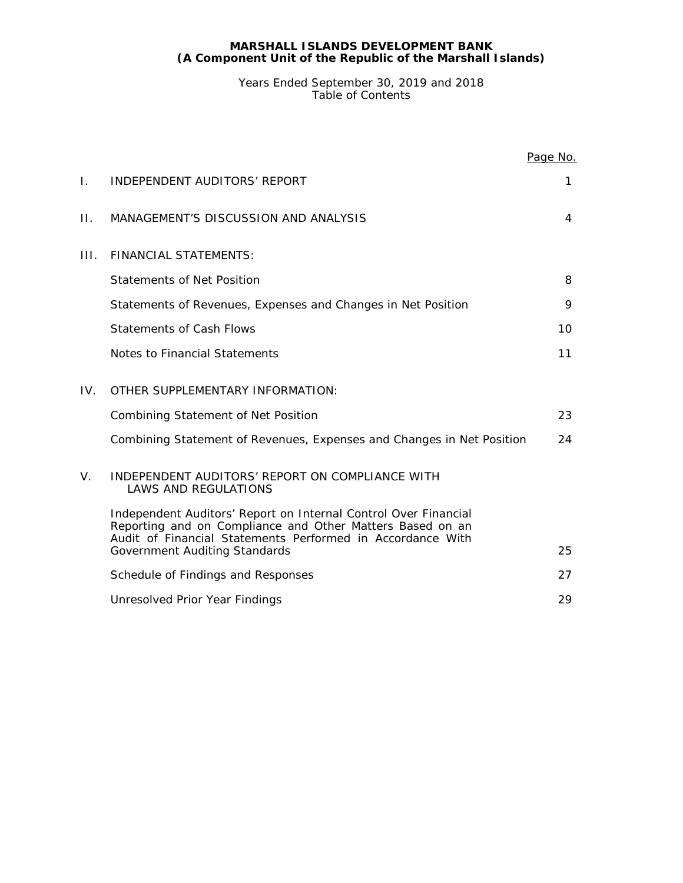**MARSHALL ISLANDS DEVELOPMENT BANK**
**(A Component Unit of the Republic of the Marshall Islands)**

Years Ended September 30, 2019 and 2018
Table of Contents

| | | Page No. |
|---|---|---|
| I. | INDEPENDENT AUDITORS' REPORT | 1 |
| II. | MANAGEMENT'S DISCUSSION AND ANALYSIS | 4 |
| III. | FINANCIAL STATEMENTS: | |
| | Statements of Net Position | 8 |
| | Statements of Revenues, Expenses and Changes in Net Position | 9 |
| | Statements of Cash Flows | 10 |
| | Notes to Financial Statements | 11 |
| IV. | OTHER SUPPLEMENTARY INFORMATION: | |
| | Combining Statement of Net Position | 23 |
| | Combining Statement of Revenues, Expenses and Changes in Net Position | 24 |
| V. | INDEPENDENT AUDITORS' REPORT ON COMPLIANCE WITH LAWS AND REGULATIONS | |
| | Independent Auditors' Report on Internal Control Over Financial Reporting and on Compliance and Other Matters Based on an Audit of Financial Statements Performed in Accordance With Government Auditing Standards | 25 |
| | Schedule of Findings and Responses | 27 |
| | Unresolved Prior Year Findings | 29 |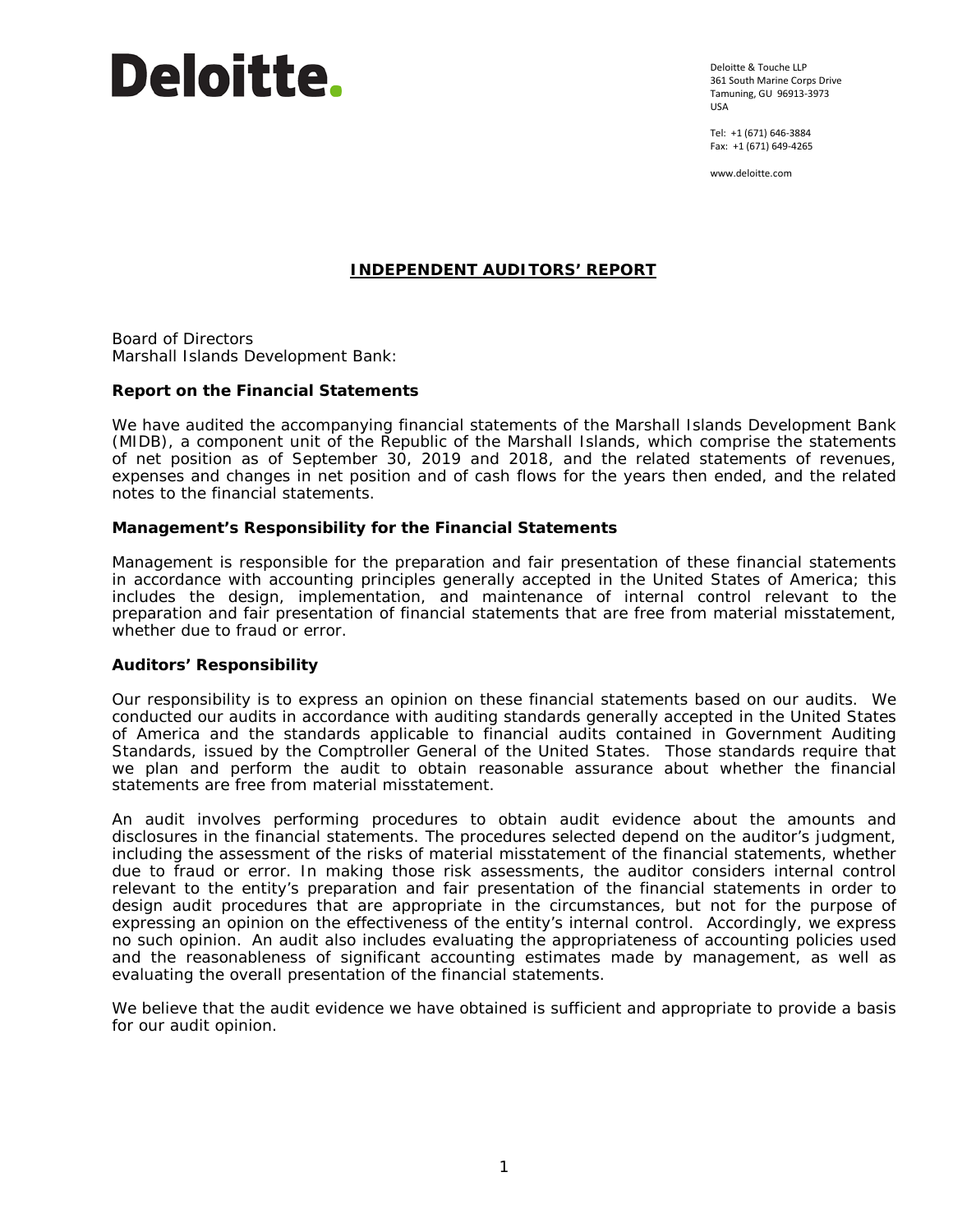Deloitte.

Deloitte & Touche LLP
361 South Marine Corps Drive
Tamuning, GU 96913-3973
USA

Tel: +1 (671) 646-3884
Fax: +1 (671) 649-4265

www.deloitte.com

# INDEPENDENT AUDITORS' REPORT

Board of Directors
Marshall Islands Development Bank:

## Report on the Financial Statements

We have audited the accompanying financial statements of the Marshall Islands Development Bank (MIDB), a component unit of the Republic of the Marshall Islands, which comprise the statements of net position as of September 30, 2019 and 2018, and the related statements of revenues, expenses and changes in net position and of cash flows for the years then ended, and the related notes to the financial statements.

## Management's Responsibility for the Financial Statements

Management is responsible for the preparation and fair presentation of these financial statements in accordance with accounting principles generally accepted in the United States of America; this includes the design, implementation, and maintenance of internal control relevant to the preparation and fair presentation of financial statements that are free from material misstatement, whether due to fraud or error.

## Auditors' Responsibility

Our responsibility is to express an opinion on these financial statements based on our audits. We conducted our audits in accordance with auditing standards generally accepted in the United States of America and the standards applicable to financial audits contained in Government Auditing Standards, issued by the Comptroller General of the United States. Those standards require that we plan and perform the audit to obtain reasonable assurance about whether the financial statements are free from material misstatement.

An audit involves performing procedures to obtain audit evidence about the amounts and disclosures in the financial statements. The procedures selected depend on the auditor's judgment, including the assessment of the risks of material misstatement of the financial statements, whether due to fraud or error. In making those risk assessments, the auditor considers internal control relevant to the entity's preparation and fair presentation of the financial statements in order to design audit procedures that are appropriate in the circumstances, but not for the purpose of expressing an opinion on the effectiveness of the entity's internal control. Accordingly, we express no such opinion. An audit also includes evaluating the appropriateness of accounting policies used and the reasonableness of significant accounting estimates made by management, as well as evaluating the overall presentation of the financial statements.

We believe that the audit evidence we have obtained is sufficient and appropriate to provide a basis for our audit opinion.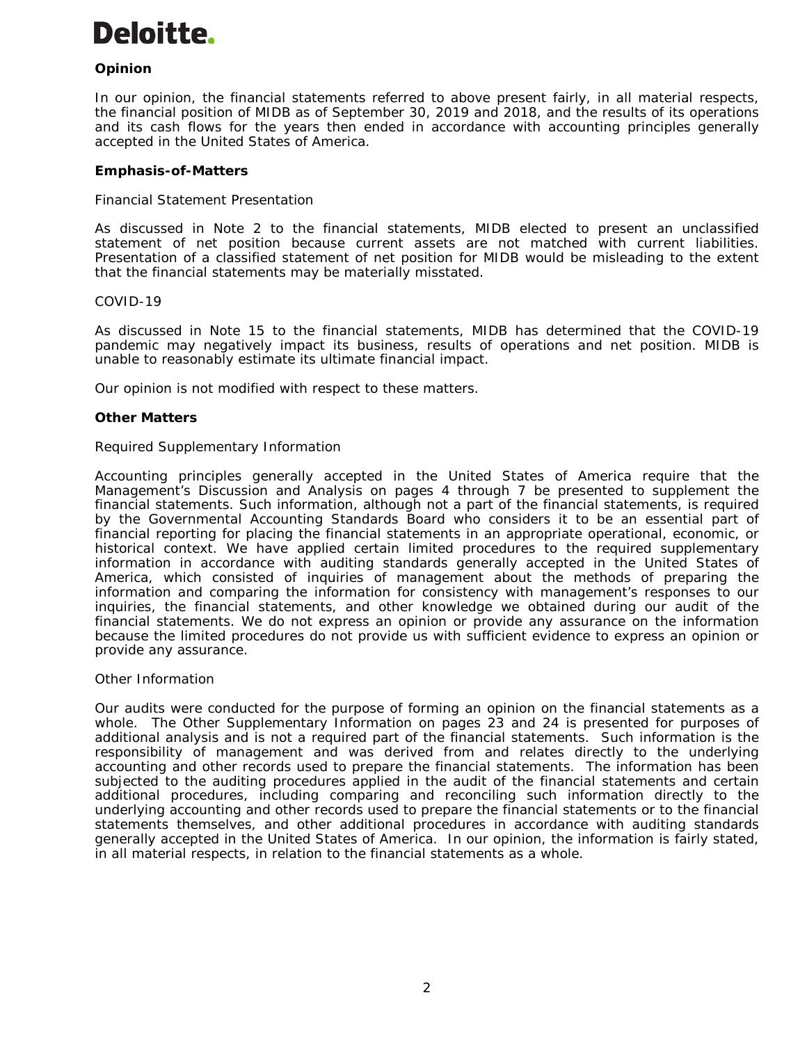**Deloitte.**

### Opinion

In our opinion, the financial statements referred to above present fairly, in all material respects, the financial position of MIDB as of September 30, 2019 and 2018, and the results of its operations and its cash flows for the years then ended in accordance with accounting principles generally accepted in the United States of America.

### Emphasis-of-Matters

Financial Statement Presentation

As discussed in Note 2 to the financial statements, MIDB elected to present an unclassified statement of net position because current assets are not matched with current liabilities. Presentation of a classified statement of net position for MIDB would be misleading to the extent that the financial statements may be materially misstated.

COVID-19

As discussed in Note 15 to the financial statements, MIDB has determined that the COVID-19 pandemic may negatively impact its business, results of operations and net position. MIDB is unable to reasonably estimate its ultimate financial impact.

Our opinion is not modified with respect to these matters.

### Other Matters

Required Supplementary Information

Accounting principles generally accepted in the United States of America require that the Management's Discussion and Analysis on pages 4 through 7 be presented to supplement the financial statements. Such information, although not a part of the financial statements, is required by the Governmental Accounting Standards Board who considers it to be an essential part of financial reporting for placing the financial statements in an appropriate operational, economic, or historical context. We have applied certain limited procedures to the required supplementary information in accordance with auditing standards generally accepted in the United States of America, which consisted of inquiries of management about the methods of preparing the information and comparing the information for consistency with management's responses to our inquiries, the financial statements, and other knowledge we obtained during our audit of the financial statements. We do not express an opinion or provide any assurance on the information because the limited procedures do not provide us with sufficient evidence to express an opinion or provide any assurance.

Other Information

Our audits were conducted for the purpose of forming an opinion on the financial statements as a whole. The Other Supplementary Information on pages 23 and 24 is presented for purposes of additional analysis and is not a required part of the financial statements. Such information is the responsibility of management and was derived from and relates directly to the underlying accounting and other records used to prepare the financial statements. The information has been subjected to the auditing procedures applied in the audit of the financial statements and certain additional procedures, including comparing and reconciling such information directly to the underlying accounting and other records used to prepare the financial statements or to the financial statements themselves, and other additional procedures in accordance with auditing standards generally accepted in the United States of America. In our opinion, the information is fairly stated, in all material respects, in relation to the financial statements as a whole.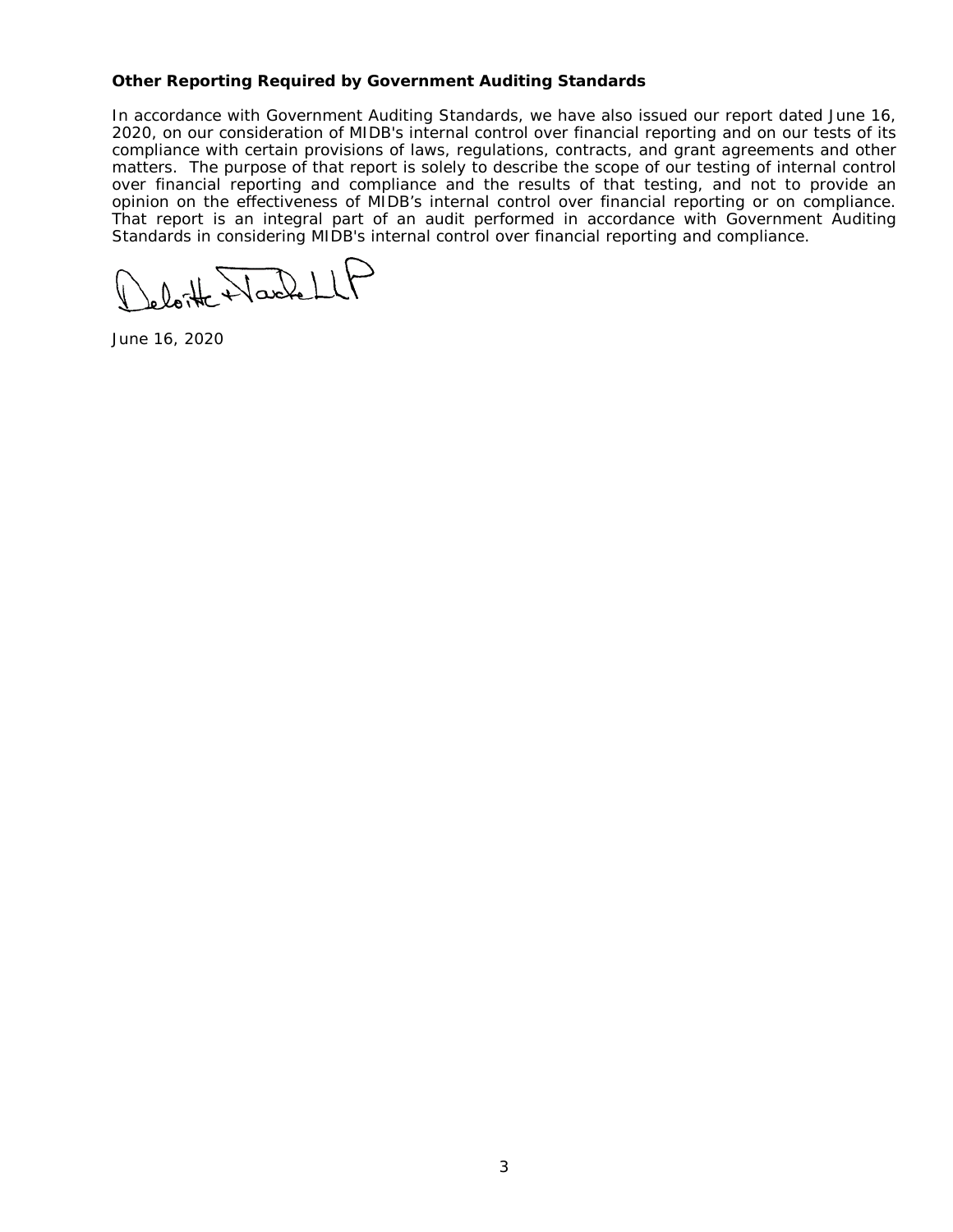**Other Reporting Required by Government Auditing Standards**

In accordance with Government Auditing Standards, we have also issued our report dated June 16, 2020, on our consideration of MIDB's internal control over financial reporting and on our tests of its compliance with certain provisions of laws, regulations, contracts, and grant agreements and other matters. The purpose of that report is solely to describe the scope of our testing of internal control over financial reporting and compliance and the results of that testing, and not to provide an opinion on the effectiveness of MIDB's internal control over financial reporting or on compliance. That report is an integral part of an audit performed in accordance with Government Auditing Standards in considering MIDB's internal control over financial reporting and compliance.

Deloitte & Touche LLP

June 16, 2020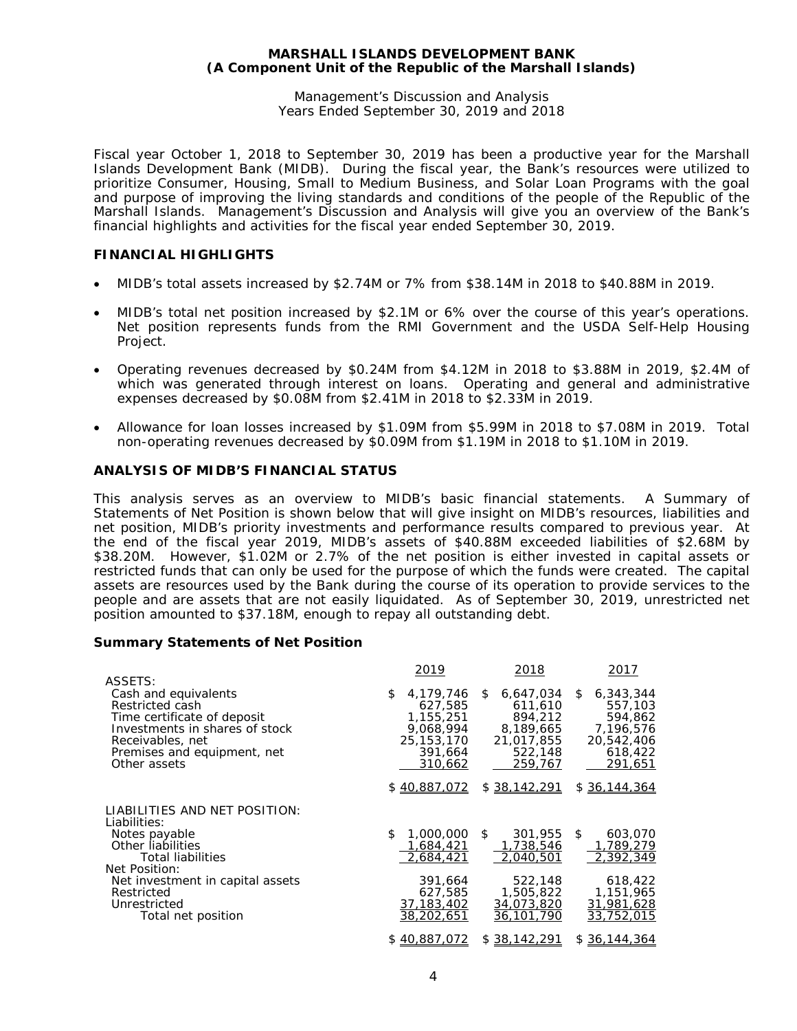MARSHALL ISLANDS DEVELOPMENT BANK
(A Component Unit of the Republic of the Marshall Islands)

Management's Discussion and Analysis
Years Ended September 30, 2019 and 2018

Fiscal year October 1, 2018 to September 30, 2019 has been a productive year for the Marshall Islands Development Bank (MIDB). During the fiscal year, the Bank's resources were utilized to prioritize Consumer, Housing, Small to Medium Business, and Solar Loan Programs with the goal and purpose of improving the living standards and conditions of the people of the Republic of the Marshall Islands. Management's Discussion and Analysis will give you an overview of the Bank's financial highlights and activities for the fiscal year ended September 30, 2019.

## FINANCIAL HIGHLIGHTS

- MIDB's total assets increased by $2.74M or 7% from $38.14M in 2018 to $40.88M in 2019.
- MIDB's total net position increased by $2.1M or 6% over the course of this year's operations. Net position represents funds from the RMI Government and the USDA Self-Help Housing Project.
- Operating revenues decreased by $0.24M from $4.12M in 2018 to $3.88M in 2019, $2.4M of which was generated through interest on loans. Operating and general and administrative expenses decreased by $0.08M from $2.41M in 2018 to $2.33M in 2019.
- Allowance for loan losses increased by $1.09M from $5.99M in 2018 to $7.08M in 2019. Total non-operating revenues decreased by $0.09M from $1.19M in 2018 to $1.10M in 2019.

## ANALYSIS OF MIDB'S FINANCIAL STATUS

This analysis serves as an overview to MIDB's basic financial statements. A Summary of Statements of Net Position is shown below that will give insight on MIDB's resources, liabilities and net position, MIDB's priority investments and performance results compared to previous year. At the end of the fiscal year 2019, MIDB's assets of $40.88M exceeded liabilities of $2.68M by $38.20M. However, $1.02M or 2.7% of the net position is either invested in capital assets or restricted funds that can only be used for the purpose of which the funds were created. The capital assets are resources used by the Bank during the course of its operation to provide services to the people and are assets that are not easily liquidated. As of September 30, 2019, unrestricted net position amounted to $37.18M, enough to repay all outstanding debt.

### Summary Statements of Net Position

| | 2019 | 2018 | 2017 |
|---|---|---|---|
| ASSETS: | | | |
| Cash and equivalents | $ 4,179,746 | $ 6,647,034 | $ 6,343,344 |
| Restricted cash | 627,585 | 611,610 | 557,103 |
| Time certificate of deposit | 1,155,251 | 894,212 | 594,862 |
| Investments in shares of stock | 9,068,994 | 8,189,665 | 7,196,576 |
| Receivables, net | 25,153,170 | 21,017,855 | 20,542,406 |
| Premises and equipment, net | 391,664 | 522,148 | 618,422 |
| Other assets | 310,662 | 259,767 | 291,651 |
| | $ 40,887,072 | $ 38,142,291 | $ 36,144,364 |
| LIABILITIES AND NET POSITION: | | | |
| Liabilities: | | | |
| Notes payable | $ 1,000,000 | $ 301,955 | $ 603,070 |
| Other liabilities | 1,684,421 | 1,738,546 | 1,789,279 |
| Total liabilities | 2,684,421 | 2,040,501 | 2,392,349 |
| Net Position: | | | |
| Net investment in capital assets | 391,664 | 522,148 | 618,422 |
| Restricted | 627,585 | 1,505,822 | 1,151,965 |
| Unrestricted | 37,183,402 | 34,073,820 | 31,981,628 |
| Total net position | 38,202,651 | 36,101,790 | 33,752,015 |
| | $ 40,887,072 | $ 38,142,291 | $ 36,144,364 |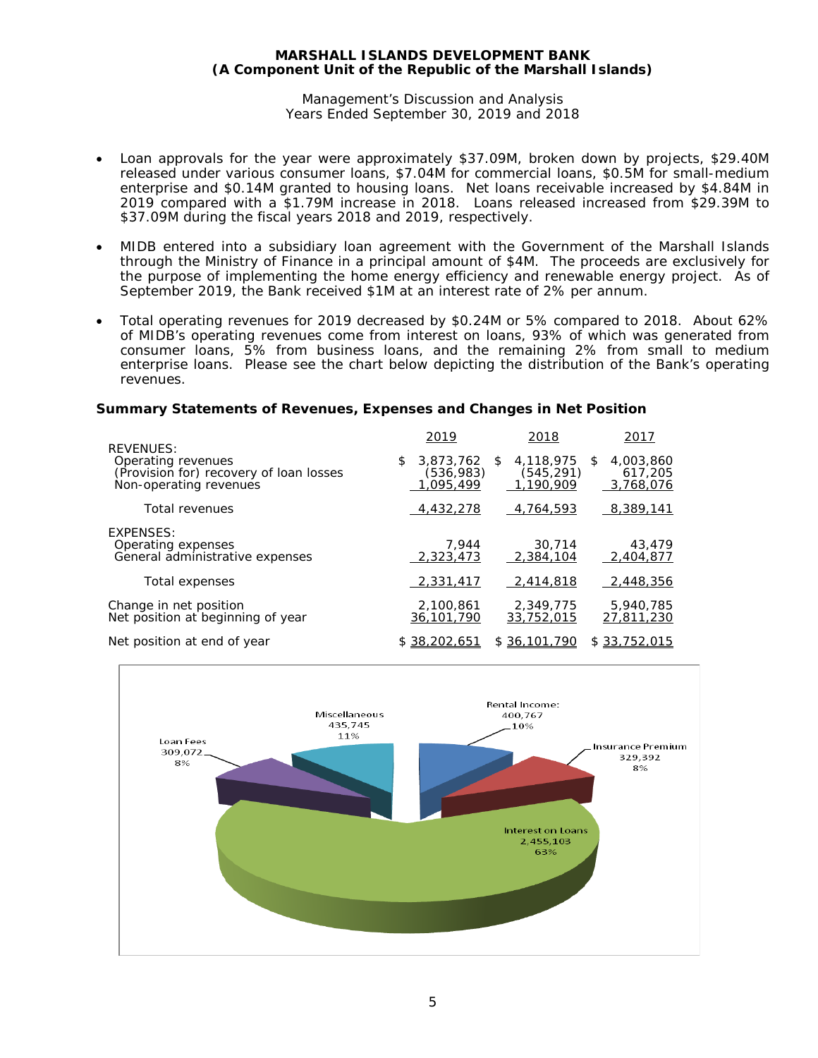**MARSHALL ISLANDS DEVELOPMENT BANK**
**(A Component Unit of the Republic of the Marshall Islands)**

Management's Discussion and Analysis
Years Ended September 30, 2019 and 2018

- Loan approvals for the year were approximately $37.09M, broken down by projects, $29.40M released under various consumer loans, $7.04M for commercial loans, $0.5M for small-medium enterprise and $0.14M granted to housing loans. Net loans receivable increased by $4.84M in 2019 compared with a $1.79M increase in 2018. Loans released increased from $29.39M to $37.09M during the fiscal years 2018 and 2019, respectively.

- MIDB entered into a subsidiary loan agreement with the Government of the Marshall Islands through the Ministry of Finance in a principal amount of $4M. The proceeds are exclusively for the purpose of implementing the home energy efficiency and renewable energy project. As of September 2019, the Bank received $1M at an interest rate of 2% per annum.

- Total operating revenues for 2019 decreased by $0.24M or 5% compared to 2018. About 62% of MIDB's operating revenues come from interest on loans, 93% of which was generated from consumer loans, 5% from business loans, and the remaining 2% from small to medium enterprise loans. Please see the chart below depicting the distribution of the Bank's operating revenues.

**Summary Statements of Revenues, Expenses and Changes in Net Position**

| | 2019 | 2018 | 2017 |
|---|---|---|---|
| REVENUES: | | | |
| Operating revenues | $ 3,873,762 | $ 4,118,975 | $ 4,003,860 |
| (Provision for) recovery of loan losses | (536,983) | (545,291) | 617,205 |
| Non-operating revenues | 1,095,499 | 1,190,909 | 3,768,076 |
| Total revenues | 4,432,278 | 4,764,593 | 8,389,141 |
| EXPENSES: | | | |
| Operating expenses | 7,944 | 30,714 | 43,479 |
| General administrative expenses | 2,323,473 | 2,384,104 | 2,404,877 |
| Total expenses | 2,331,417 | 2,414,818 | 2,448,356 |
| Change in net position | 2,100,861 | 2,349,775 | 5,940,785 |
| Net position at beginning of year | 36,101,790 | 33,752,015 | 27,811,230 |
| Net position at end of year | $ 38,202,651 | $ 36,101,790 | $ 33,752,015 |

| Category | Amount | % |
|---|---|---|
| Rental Income | 400,767 | 10% |
| Insurance Premium | 329,392 | 8% |
| Interest on Loans | 2,455,103 | 63% |
| Loan Fees | 309,072 | 8% |
| Miscellaneous | 435,745 | 11% |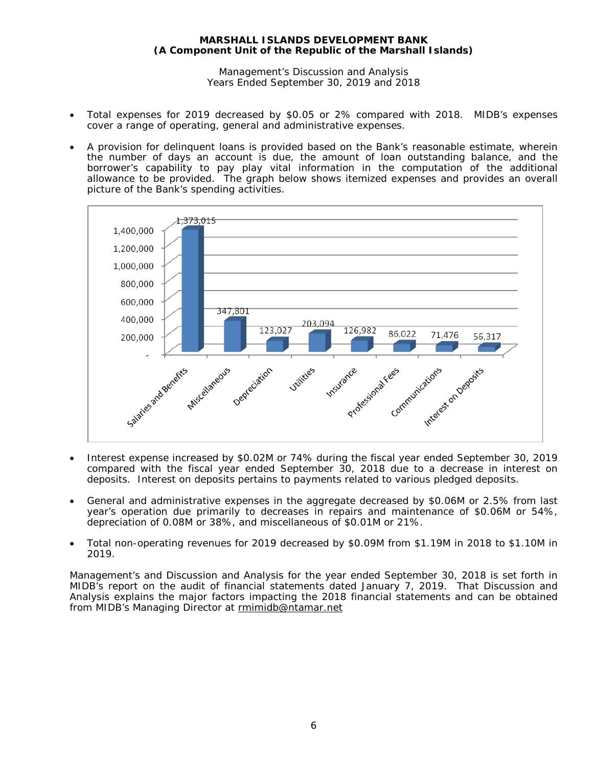- Total expenses for 2019 decreased by $0.05 or 2% compared with 2018. MIDB's expenses cover a range of operating, general and administrative expenses.

- A provision for delinquent loans is provided based on the Bank's reasonable estimate, wherein the number of days an account is due, the amount of loan outstanding balance, and the borrower's capability to pay play vital information in the computation of the additional allowance to be provided. The graph below shows itemized expenses and provides an overall picture of the Bank's spending activities.

| Expense | Amount |
|---|---|
| Salaries and Benefits | 1,373,015 |
| Miscellaneous | 347,801 |
| Depreciation | 123,027 |
| Utilities | 203,094 |
| Insurance | 126,982 |
| Professional Fees | 86,022 |
| Communications | 71,476 |
| Interest on Deposits | 56,317 |

- Interest expense increased by $0.02M or 74% during the fiscal year ended September 30, 2019 compared with the fiscal year ended September 30, 2018 due to a decrease in interest on deposits. Interest on deposits pertains to payments related to various pledged deposits.

- General and administrative expenses in the aggregate decreased by $0.06M or 2.5% from last year's operation due primarily to decreases in repairs and maintenance of $0.06M or 54%, depreciation of 0.08M or 38%, and miscellaneous of $0.01M or 21%.

- Total non-operating revenues for 2019 decreased by $0.09M from $1.19M in 2018 to $1.10M in 2019.

Management's and Discussion and Analysis for the year ended September 30, 2018 is set forth in MIDB's report on the audit of financial statements dated January 7, 2019. That Discussion and Analysis explains the major factors impacting the 2018 financial statements and can be obtained from MIDB's Managing Director at rmimidb@ntamar.net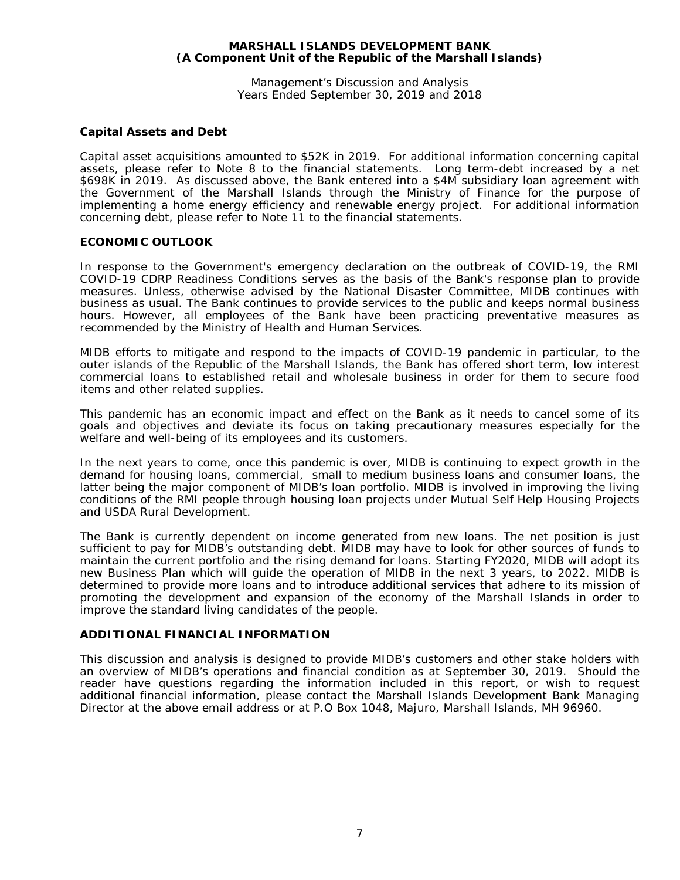### Capital Assets and Debt

Capital asset acquisitions amounted to $52K in 2019. For additional information concerning capital assets, please refer to Note 8 to the financial statements. Long term-debt increased by a net $698K in 2019. As discussed above, the Bank entered into a $4M subsidiary loan agreement with the Government of the Marshall Islands through the Ministry of Finance for the purpose of implementing a home energy efficiency and renewable energy project. For additional information concerning debt, please refer to Note 11 to the financial statements.

## ECONOMIC OUTLOOK

In response to the Government's emergency declaration on the outbreak of COVID-19, the RMI COVID-19 CDRP Readiness Conditions serves as the basis of the Bank's response plan to provide measures. Unless, otherwise advised by the National Disaster Committee, MIDB continues with business as usual. The Bank continues to provide services to the public and keeps normal business hours. However, all employees of the Bank have been practicing preventative measures as recommended by the Ministry of Health and Human Services.

MIDB efforts to mitigate and respond to the impacts of COVID-19 pandemic in particular, to the outer islands of the Republic of the Marshall Islands, the Bank has offered short term, low interest commercial loans to established retail and wholesale business in order for them to secure food items and other related supplies.

This pandemic has an economic impact and effect on the Bank as it needs to cancel some of its goals and objectives and deviate its focus on taking precautionary measures especially for the welfare and well-being of its employees and its customers.

In the next years to come, once this pandemic is over, MIDB is continuing to expect growth in the demand for housing loans, commercial, small to medium business loans and consumer loans, the latter being the major component of MIDB's loan portfolio. MIDB is involved in improving the living conditions of the RMI people through housing loan projects under Mutual Self Help Housing Projects and USDA Rural Development.

The Bank is currently dependent on income generated from new loans. The net position is just sufficient to pay for MIDB's outstanding debt. MIDB may have to look for other sources of funds to maintain the current portfolio and the rising demand for loans. Starting FY2020, MIDB will adopt its new Business Plan which will guide the operation of MIDB in the next 3 years, to 2022. MIDB is determined to provide more loans and to introduce additional services that adhere to its mission of promoting the development and expansion of the economy of the Marshall Islands in order to improve the standard living candidates of the people.

## ADDITIONAL FINANCIAL INFORMATION

This discussion and analysis is designed to provide MIDB's customers and other stake holders with an overview of MIDB's operations and financial condition as at September 30, 2019. Should the reader have questions regarding the information included in this report, or wish to request additional financial information, please contact the Marshall Islands Development Bank Managing Director at the above email address or at P.O Box 1048, Majuro, Marshall Islands, MH 96960.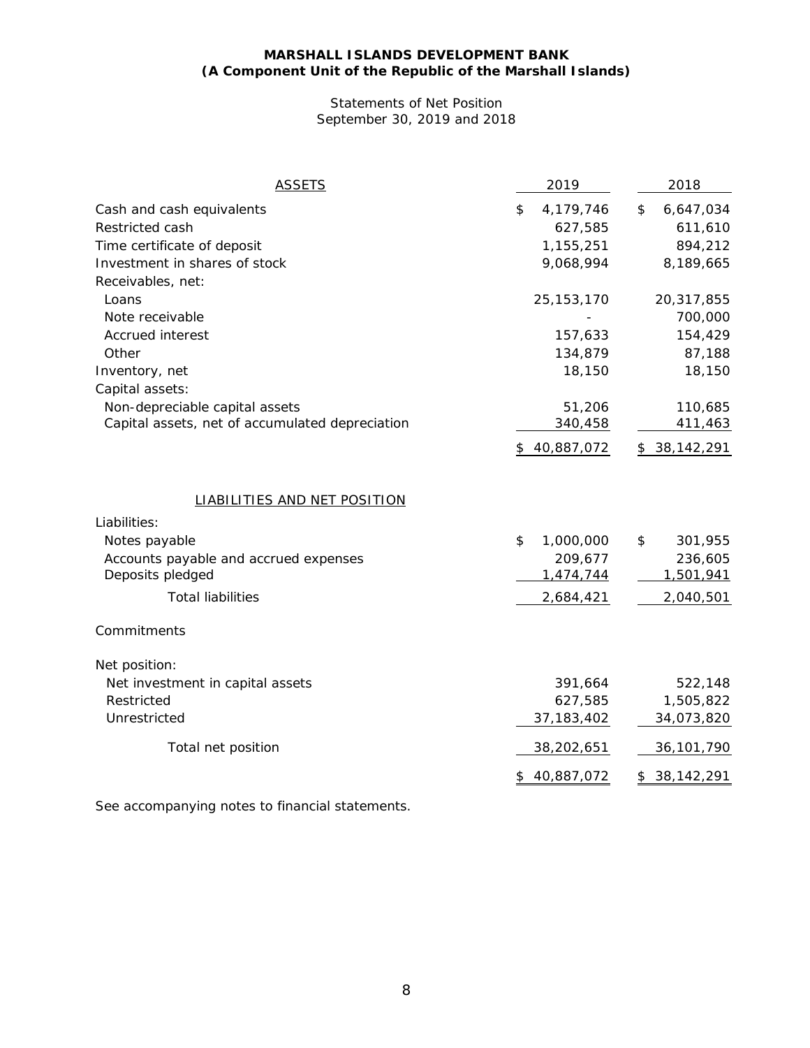**MARSHALL ISLANDS DEVELOPMENT BANK**
**(A Component Unit of the Republic of the Marshall Islands)**

Statements of Net Position
September 30, 2019 and 2018

| ASSETS | 2019 | 2018 |
|---|---|---|
| Cash and cash equivalents | $ 4,179,746 | $ 6,647,034 |
| Restricted cash | 627,585 | 611,610 |
| Time certificate of deposit | 1,155,251 | 894,212 |
| Investment in shares of stock | 9,068,994 | 8,189,665 |
| Receivables, net: | | |
| Loans | 25,153,170 | 20,317,855 |
| Note receivable | - | 700,000 |
| Accrued interest | 157,633 | 154,429 |
| Other | 134,879 | 87,188 |
| Inventory, net | 18,150 | 18,150 |
| Capital assets: | | |
| Non-depreciable capital assets | 51,206 | 110,685 |
| Capital assets, net of accumulated depreciation | 340,458 | 411,463 |
| | $ 40,887,072 | $ 38,142,291 |

| LIABILITIES AND NET POSITION | 2019 | 2018 |
|---|---|---|
| Liabilities: | | |
| Notes payable | $ 1,000,000 | $ 301,955 |
| Accounts payable and accrued expenses | 209,677 | 236,605 |
| Deposits pledged | 1,474,744 | 1,501,941 |
| Total liabilities | 2,684,421 | 2,040,501 |
| Commitments | | |
| Net position: | | |
| Net investment in capital assets | 391,664 | 522,148 |
| Restricted | 627,585 | 1,505,822 |
| Unrestricted | 37,183,402 | 34,073,820 |
| Total net position | 38,202,651 | 36,101,790 |
| | $ 40,887,072 | $ 38,142,291 |

See accompanying notes to financial statements.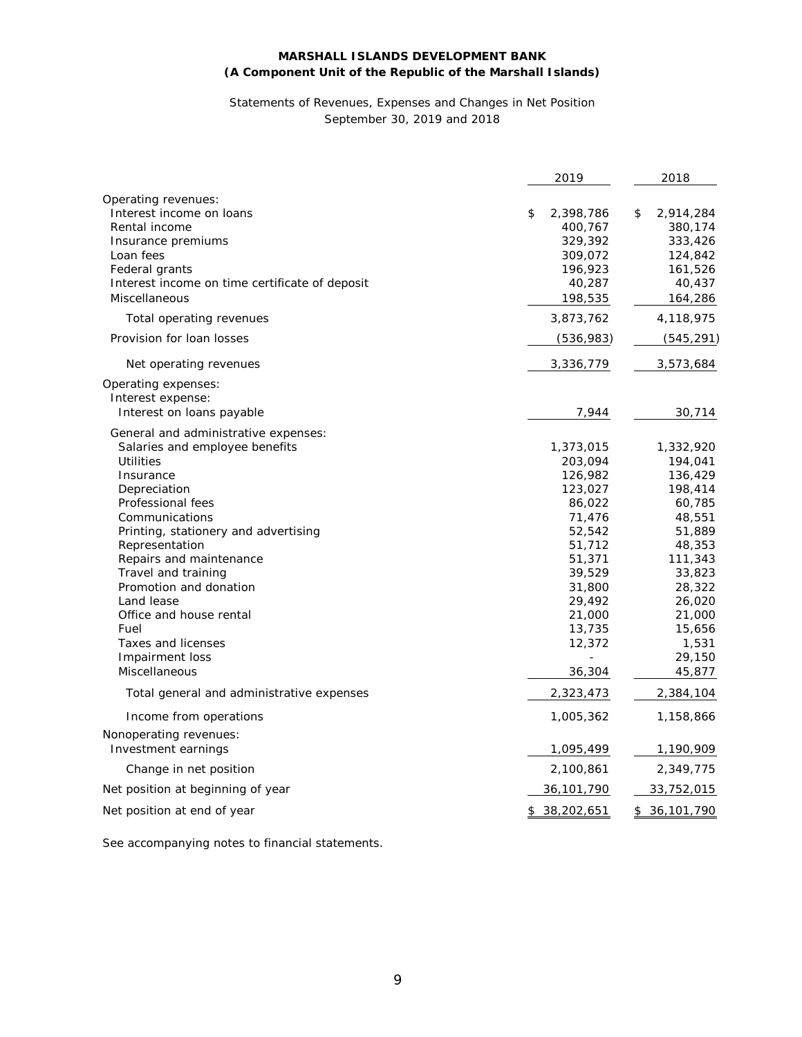**MARSHALL ISLANDS DEVELOPMENT BANK**
**(A Component Unit of the Republic of the Marshall Islands)**

Statements of Revenues, Expenses and Changes in Net Position
September 30, 2019 and 2018

| | 2019 | 2018 |
|---|---|---|
| Operating revenues: | | |
| Interest income on loans | $ 2,398,786 | $ 2,914,284 |
| Rental income | 400,767 | 380,174 |
| Insurance premiums | 329,392 | 333,426 |
| Loan fees | 309,072 | 124,842 |
| Federal grants | 196,923 | 161,526 |
| Interest income on time certificate of deposit | 40,287 | 40,437 |
| Miscellaneous | 198,535 | 164,286 |
| Total operating revenues | 3,873,762 | 4,118,975 |
| Provision for loan losses | (536,983) | (545,291) |
| Net operating revenues | 3,336,779 | 3,573,684 |
| Operating expenses: | | |
| Interest expense: | | |
| Interest on loans payable | 7,944 | 30,714 |
| General and administrative expenses: | | |
| Salaries and employee benefits | 1,373,015 | 1,332,920 |
| Utilities | 203,094 | 194,041 |
| Insurance | 126,982 | 136,429 |
| Depreciation | 123,027 | 198,414 |
| Professional fees | 86,022 | 60,785 |
| Communications | 71,476 | 48,551 |
| Printing, stationery and advertising | 52,542 | 51,889 |
| Representation | 51,712 | 48,353 |
| Repairs and maintenance | 51,371 | 111,343 |
| Travel and training | 39,529 | 33,823 |
| Promotion and donation | 31,800 | 28,322 |
| Land lease | 29,492 | 26,020 |
| Office and house rental | 21,000 | 21,000 |
| Fuel | 13,735 | 15,656 |
| Taxes and licenses | 12,372 | 1,531 |
| Impairment loss | - | 29,150 |
| Miscellaneous | 36,304 | 45,877 |
| Total general and administrative expenses | 2,323,473 | 2,384,104 |
| Income from operations | 1,005,362 | 1,158,866 |
| Nonoperating revenues: | | |
| Investment earnings | 1,095,499 | 1,190,909 |
| Change in net position | 2,100,861 | 2,349,775 |
| Net position at beginning of year | 36,101,790 | 33,752,015 |
| Net position at end of year | $ 38,202,651 | $ 36,101,790 |

See accompanying notes to financial statements.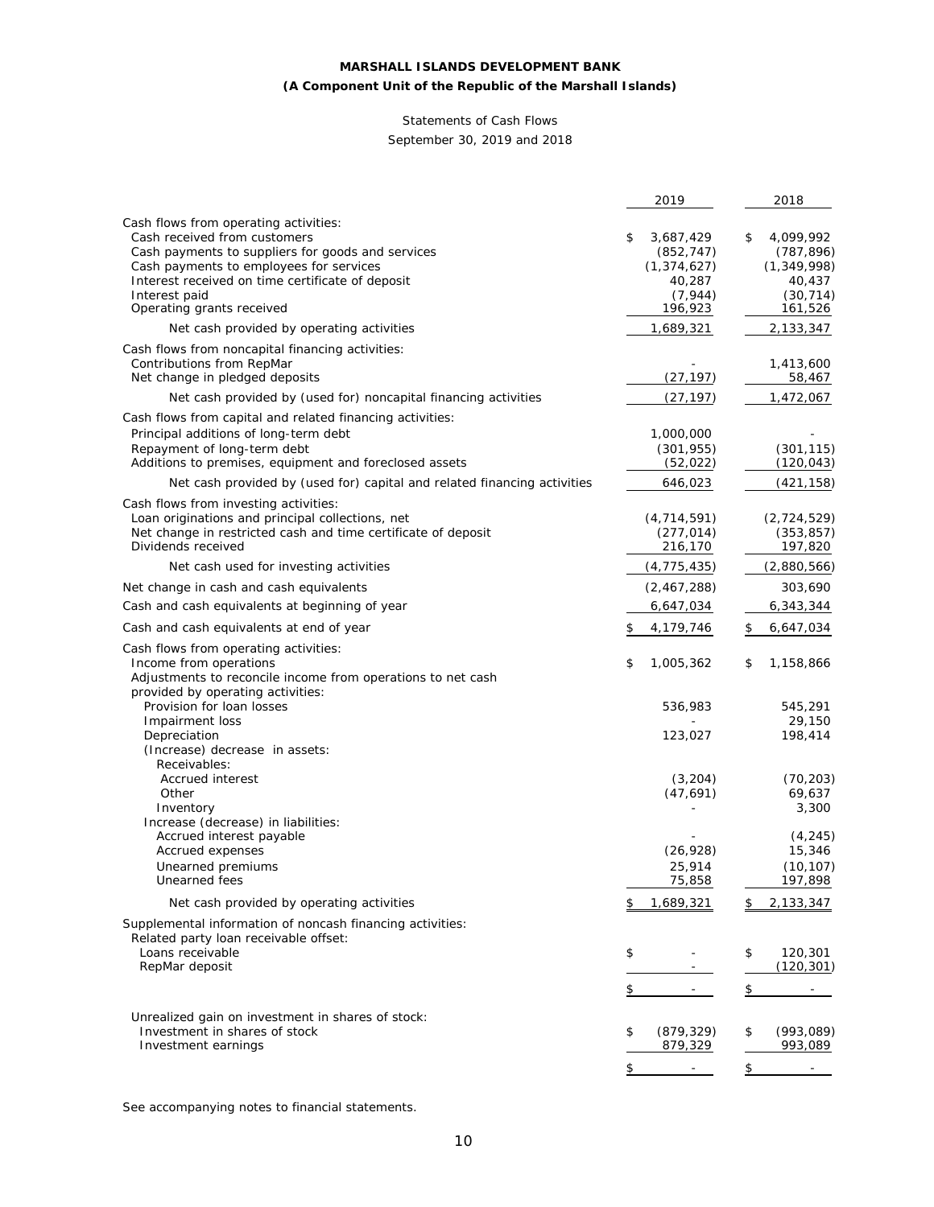**MARSHALL ISLANDS DEVELOPMENT BANK**

**(A Component Unit of the Republic of the Marshall Islands)**

Statements of Cash Flows

September 30, 2019 and 2018

| | 2019 | 2018 |
|---|---|---|
| Cash flows from operating activities: | | |
| Cash received from customers | $ 3,687,429 | $ 4,099,992 |
| Cash payments to suppliers for goods and services | (852,747) | (787,896) |
| Cash payments to employees for services | (1,374,627) | (1,349,998) |
| Interest received on time certificate of deposit | 40,287 | 40,437 |
| Interest paid | (7,944) | (30,714) |
| Operating grants received | 196,923 | 161,526 |
| Net cash provided by operating activities | 1,689,321 | 2,133,347 |
| Cash flows from noncapital financing activities: | | |
| Contributions from RepMar | - | 1,413,600 |
| Net change in pledged deposits | (27,197) | 58,467 |
| Net cash provided by (used for) noncapital financing activities | (27,197) | 1,472,067 |
| Cash flows from capital and related financing activities: | | |
| Principal additions of long-term debt | 1,000,000 | - |
| Repayment of long-term debt | (301,955) | (301,115) |
| Additions to premises, equipment and foreclosed assets | (52,022) | (120,043) |
| Net cash provided by (used for) capital and related financing activities | 646,023 | (421,158) |
| Cash flows from investing activities: | | |
| Loan originations and principal collections, net | (4,714,591) | (2,724,529) |
| Net change in restricted cash and time certificate of deposit | (277,014) | (353,857) |
| Dividends received | 216,170 | 197,820 |
| Net cash used for investing activities | (4,775,435) | (2,880,566) |
| Net change in cash and cash equivalents | (2,467,288) | 303,690 |
| Cash and cash equivalents at beginning of year | 6,647,034 | 6,343,344 |
| Cash and cash equivalents at end of year | $ 4,179,746 | $ 6,647,034 |
| Cash flows from operating activities: | | |
| Income from operations | $ 1,005,362 | $ 1,158,866 |
| Adjustments to reconcile income from operations to net cash provided by operating activities: | | |
| Provision for loan losses | 536,983 | 545,291 |
| Impairment loss | - | 29,150 |
| Depreciation | 123,027 | 198,414 |
| (Increase) decrease in assets: | | |
| Receivables: | | |
| Accrued interest | (3,204) | (70,203) |
| Other | (47,691) | 69,637 |
| Inventory | - | 3,300 |
| Increase (decrease) in liabilities: | | |
| Accrued interest payable | - | (4,245) |
| Accrued expenses | (26,928) | 15,346 |
| Unearned premiums | 25,914 | (10,107) |
| Unearned fees | 75,858 | 197,898 |
| Net cash provided by operating activities | $ 1,689,321 | $ 2,133,347 |
| Supplemental information of noncash financing activities: | | |
| Related party loan receivable offset: | | |
| Loans receivable | $ - | $ 120,301 |
| RepMar deposit | - | (120,301) |
| | $ - | $ - |
| Unrealized gain on investment in shares of stock: | | |
| Investment in shares of stock | $ (879,329) | $ (993,089) |
| Investment earnings | 879,329 | 993,089 |
| | $ - | $ - |

See accompanying notes to financial statements.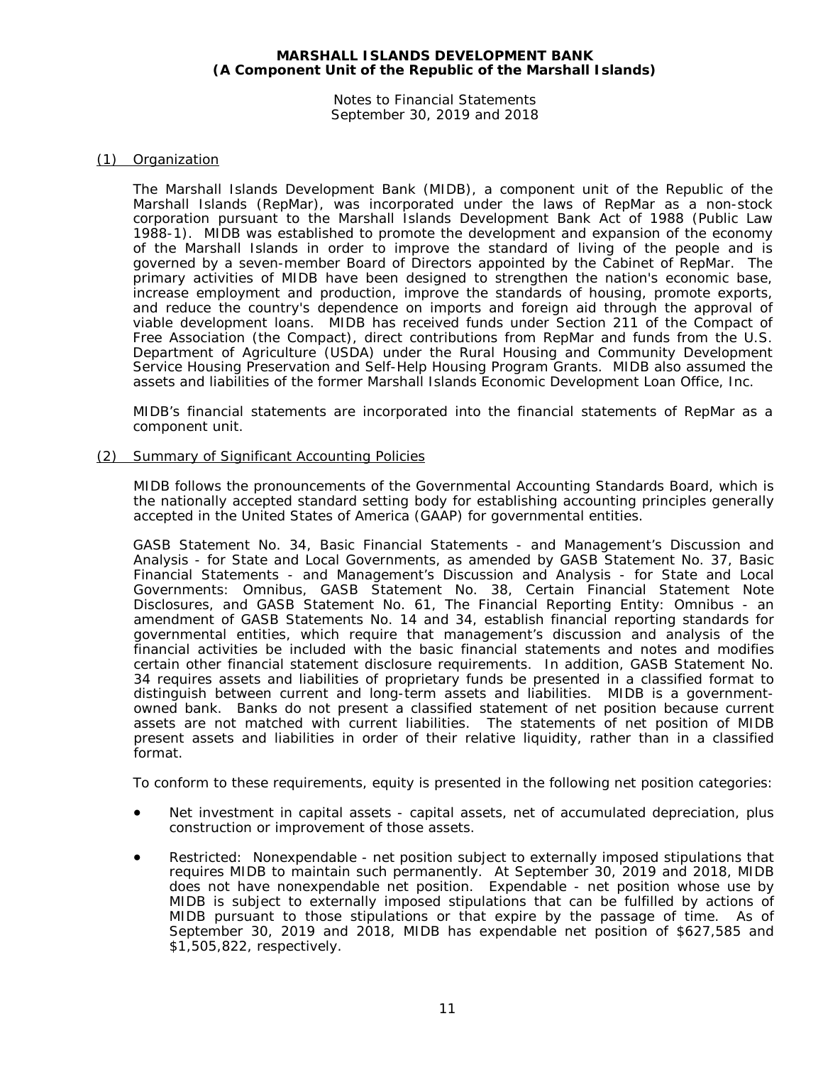**MARSHALL ISLANDS DEVELOPMENT BANK**
**(A Component Unit of the Republic of the Marshall Islands)**

Notes to Financial Statements
September 30, 2019 and 2018

## (1) Organization

The Marshall Islands Development Bank (MIDB), a component unit of the Republic of the Marshall Islands (RepMar), was incorporated under the laws of RepMar as a non-stock corporation pursuant to the Marshall Islands Development Bank Act of 1988 (Public Law 1988-1). MIDB was established to promote the development and expansion of the economy of the Marshall Islands in order to improve the standard of living of the people and is governed by a seven-member Board of Directors appointed by the Cabinet of RepMar. The primary activities of MIDB have been designed to strengthen the nation's economic base, increase employment and production, improve the standards of housing, promote exports, and reduce the country's dependence on imports and foreign aid through the approval of viable development loans. MIDB has received funds under Section 211 of the Compact of Free Association (the Compact), direct contributions from RepMar and funds from the U.S. Department of Agriculture (USDA) under the Rural Housing and Community Development Service Housing Preservation and Self-Help Housing Program Grants. MIDB also assumed the assets and liabilities of the former Marshall Islands Economic Development Loan Office, Inc.

MIDB's financial statements are incorporated into the financial statements of RepMar as a component unit.

## (2) Summary of Significant Accounting Policies

MIDB follows the pronouncements of the Governmental Accounting Standards Board, which is the nationally accepted standard setting body for establishing accounting principles generally accepted in the United States of America (GAAP) for governmental entities.

GASB Statement No. 34, Basic Financial Statements - and Management's Discussion and Analysis - for State and Local Governments, as amended by GASB Statement No. 37, Basic Financial Statements - and Management's Discussion and Analysis - for State and Local Governments: Omnibus, GASB Statement No. 38, Certain Financial Statement Note Disclosures, and GASB Statement No. 61, The Financial Reporting Entity: Omnibus - an amendment of GASB Statements No. 14 and 34, establish financial reporting standards for governmental entities, which require that management's discussion and analysis of the financial activities be included with the basic financial statements and notes and modifies certain other financial statement disclosure requirements. In addition, GASB Statement No. 34 requires assets and liabilities of proprietary funds be presented in a classified format to distinguish between current and long-term assets and liabilities. MIDB is a government-owned bank. Banks do not present a classified statement of net position because current assets are not matched with current liabilities. The statements of net position of MIDB present assets and liabilities in order of their relative liquidity, rather than in a classified format.

To conform to these requirements, equity is presented in the following net position categories:

- Net investment in capital assets - capital assets, net of accumulated depreciation, plus construction or improvement of those assets.
- Restricted: Nonexpendable - net position subject to externally imposed stipulations that requires MIDB to maintain such permanently. At September 30, 2019 and 2018, MIDB does not have nonexpendable net position. Expendable - net position whose use by MIDB is subject to externally imposed stipulations that can be fulfilled by actions of MIDB pursuant to those stipulations or that expire by the passage of time. As of September 30, 2019 and 2018, MIDB has expendable net position of $627,585 and $1,505,822, respectively.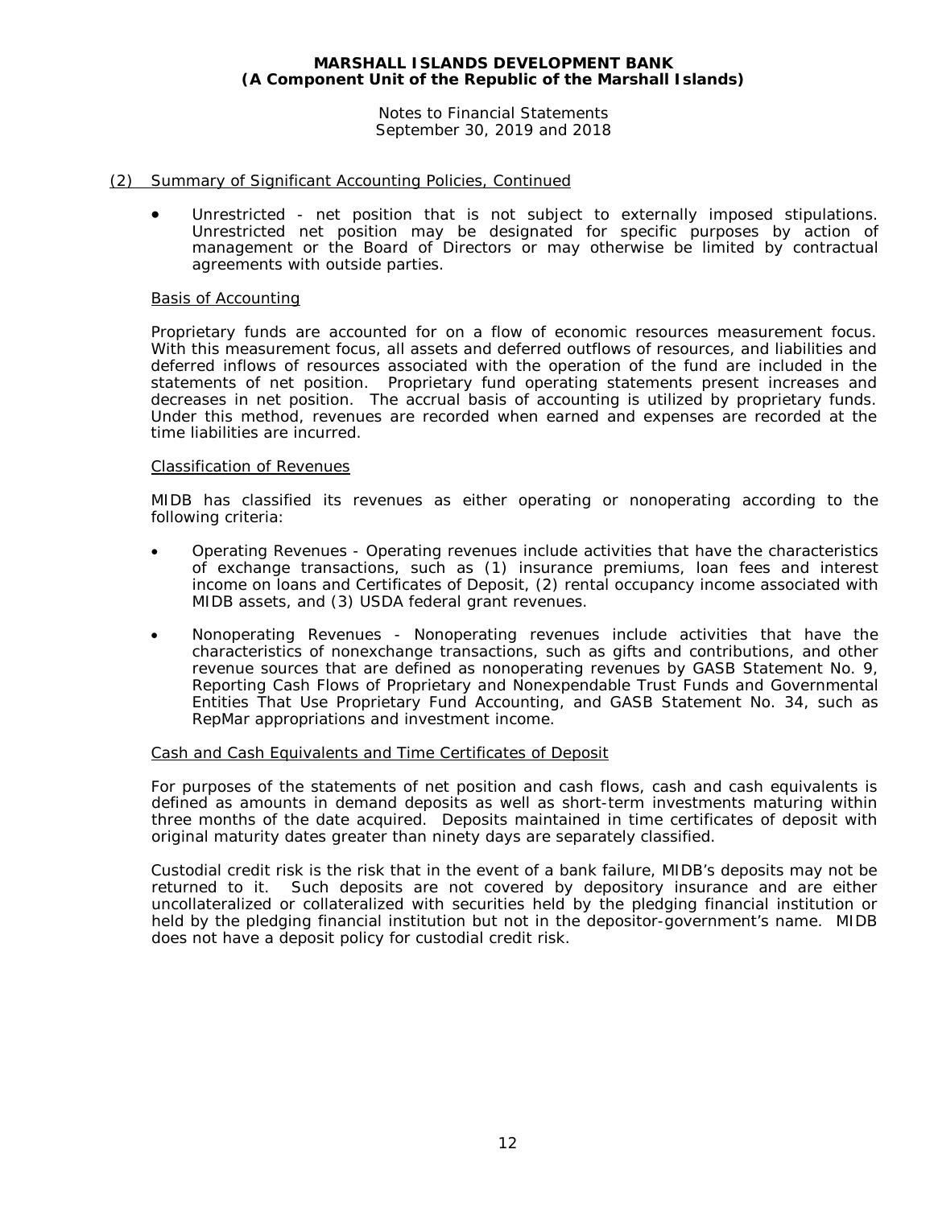## (2) Summary of Significant Accounting Policies, Continued

- Unrestricted - net position that is not subject to externally imposed stipulations. Unrestricted net position may be designated for specific purposes by action of management or the Board of Directors or may otherwise be limited by contractual agreements with outside parties.

### Basis of Accounting

Proprietary funds are accounted for on a flow of economic resources measurement focus. With this measurement focus, all assets and deferred outflows of resources, and liabilities and deferred inflows of resources associated with the operation of the fund are included in the statements of net position. Proprietary fund operating statements present increases and decreases in net position. The accrual basis of accounting is utilized by proprietary funds. Under this method, revenues are recorded when earned and expenses are recorded at the time liabilities are incurred.

### Classification of Revenues

MIDB has classified its revenues as either operating or nonoperating according to the following criteria:

- Operating Revenues - Operating revenues include activities that have the characteristics of exchange transactions, such as (1) insurance premiums, loan fees and interest income on loans and Certificates of Deposit, (2) rental occupancy income associated with MIDB assets, and (3) USDA federal grant revenues.

- Nonoperating Revenues - Nonoperating revenues include activities that have the characteristics of nonexchange transactions, such as gifts and contributions, and other revenue sources that are defined as nonoperating revenues by GASB Statement No. 9, Reporting Cash Flows of Proprietary and Nonexpendable Trust Funds and Governmental Entities That Use Proprietary Fund Accounting, and GASB Statement No. 34, such as RepMar appropriations and investment income.

### Cash and Cash Equivalents and Time Certificates of Deposit

For purposes of the statements of net position and cash flows, cash and cash equivalents is defined as amounts in demand deposits as well as short-term investments maturing within three months of the date acquired. Deposits maintained in time certificates of deposit with original maturity dates greater than ninety days are separately classified.

Custodial credit risk is the risk that in the event of a bank failure, MIDB's deposits may not be returned to it. Such deposits are not covered by depository insurance and are either uncollateralized or collateralized with securities held by the pledging financial institution or held by the pledging financial institution but not in the depositor-government's name. MIDB does not have a deposit policy for custodial credit risk.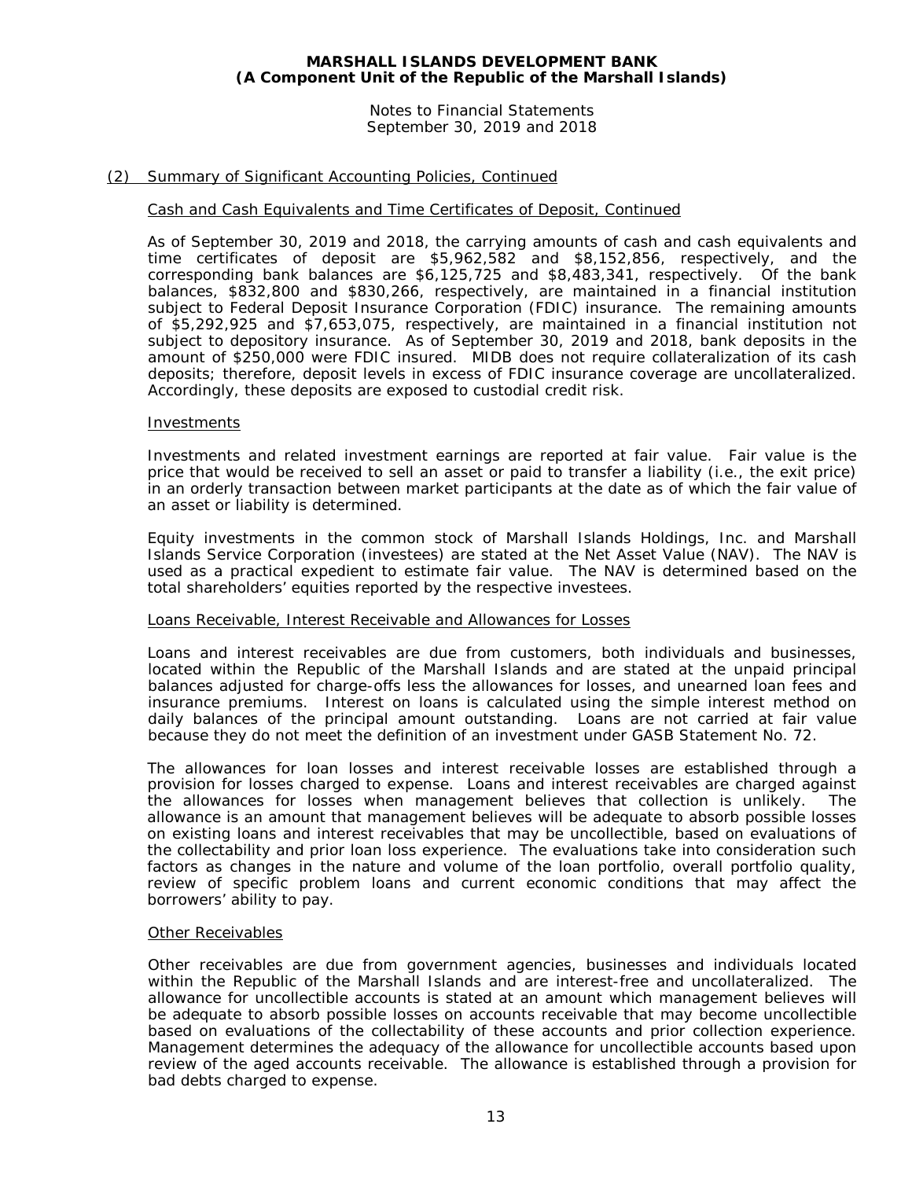## (2) Summary of Significant Accounting Policies, Continued

### Cash and Cash Equivalents and Time Certificates of Deposit, Continued

As of September 30, 2019 and 2018, the carrying amounts of cash and cash equivalents and time certificates of deposit are $5,962,582 and $8,152,856, respectively, and the corresponding bank balances are $6,125,725 and $8,483,341, respectively. Of the bank balances, $832,800 and $830,266, respectively, are maintained in a financial institution subject to Federal Deposit Insurance Corporation (FDIC) insurance. The remaining amounts of $5,292,925 and $7,653,075, respectively, are maintained in a financial institution not subject to depository insurance. As of September 30, 2019 and 2018, bank deposits in the amount of $250,000 were FDIC insured. MIDB does not require collateralization of its cash deposits; therefore, deposit levels in excess of FDIC insurance coverage are uncollateralized. Accordingly, these deposits are exposed to custodial credit risk.

### Investments

Investments and related investment earnings are reported at fair value. Fair value is the price that would be received to sell an asset or paid to transfer a liability (i.e., the exit price) in an orderly transaction between market participants at the date as of which the fair value of an asset or liability is determined.

Equity investments in the common stock of Marshall Islands Holdings, Inc. and Marshall Islands Service Corporation (investees) are stated at the Net Asset Value (NAV). The NAV is used as a practical expedient to estimate fair value. The NAV is determined based on the total shareholders' equities reported by the respective investees.

### Loans Receivable, Interest Receivable and Allowances for Losses

Loans and interest receivables are due from customers, both individuals and businesses, located within the Republic of the Marshall Islands and are stated at the unpaid principal balances adjusted for charge-offs less the allowances for losses, and unearned loan fees and insurance premiums. Interest on loans is calculated using the simple interest method on daily balances of the principal amount outstanding. Loans are not carried at fair value because they do not meet the definition of an investment under GASB Statement No. 72.

The allowances for loan losses and interest receivable losses are established through a provision for losses charged to expense. Loans and interest receivables are charged against the allowances for losses when management believes that collection is unlikely. The allowance is an amount that management believes will be adequate to absorb possible losses on existing loans and interest receivables that may be uncollectible, based on evaluations of the collectability and prior loan loss experience. The evaluations take into consideration such factors as changes in the nature and volume of the loan portfolio, overall portfolio quality, review of specific problem loans and current economic conditions that may affect the borrowers' ability to pay.

### Other Receivables

Other receivables are due from government agencies, businesses and individuals located within the Republic of the Marshall Islands and are interest-free and uncollateralized. The allowance for uncollectible accounts is stated at an amount which management believes will be adequate to absorb possible losses on accounts receivable that may become uncollectible based on evaluations of the collectability of these accounts and prior collection experience. Management determines the adequacy of the allowance for uncollectible accounts based upon review of the aged accounts receivable. The allowance is established through a provision for bad debts charged to expense.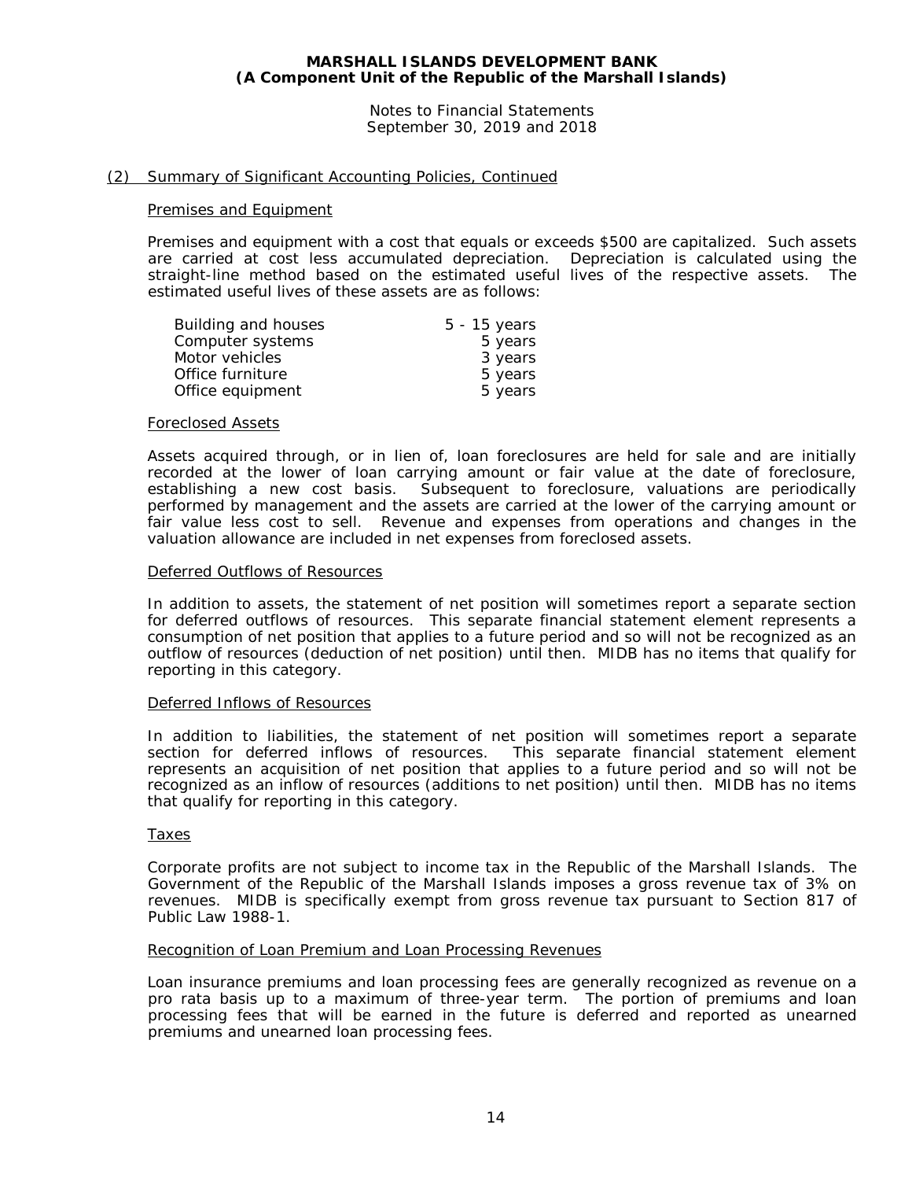**MARSHALL ISLANDS DEVELOPMENT BANK**
**(A Component Unit of the Republic of the Marshall Islands)**

Notes to Financial Statements
September 30, 2019 and 2018

## (2) Summary of Significant Accounting Policies, Continued

### Premises and Equipment

Premises and equipment with a cost that equals or exceeds $500 are capitalized. Such assets are carried at cost less accumulated depreciation. Depreciation is calculated using the straight-line method based on the estimated useful lives of the respective assets. The estimated useful lives of these assets are as follows:

| | |
|---|---|
| Building and houses | 5 - 15 years |
| Computer systems | 5 years |
| Motor vehicles | 3 years |
| Office furniture | 5 years |
| Office equipment | 5 years |

### Foreclosed Assets

Assets acquired through, or in lien of, loan foreclosures are held for sale and are initially recorded at the lower of loan carrying amount or fair value at the date of foreclosure, establishing a new cost basis. Subsequent to foreclosure, valuations are periodically performed by management and the assets are carried at the lower of the carrying amount or fair value less cost to sell. Revenue and expenses from operations and changes in the valuation allowance are included in net expenses from foreclosed assets.

### Deferred Outflows of Resources

In addition to assets, the statement of net position will sometimes report a separate section for deferred outflows of resources. This separate financial statement element represents a consumption of net position that applies to a future period and so will not be recognized as an outflow of resources (deduction of net position) until then. MIDB has no items that qualify for reporting in this category.

### Deferred Inflows of Resources

In addition to liabilities, the statement of net position will sometimes report a separate section for deferred inflows of resources. This separate financial statement element represents an acquisition of net position that applies to a future period and so will not be recognized as an inflow of resources (additions to net position) until then. MIDB has no items that qualify for reporting in this category.

### Taxes

Corporate profits are not subject to income tax in the Republic of the Marshall Islands. The Government of the Republic of the Marshall Islands imposes a gross revenue tax of 3% on revenues. MIDB is specifically exempt from gross revenue tax pursuant to Section 817 of Public Law 1988-1.

### Recognition of Loan Premium and Loan Processing Revenues

Loan insurance premiums and loan processing fees are generally recognized as revenue on a pro rata basis up to a maximum of three-year term. The portion of premiums and loan processing fees that will be earned in the future is deferred and reported as unearned premiums and unearned loan processing fees.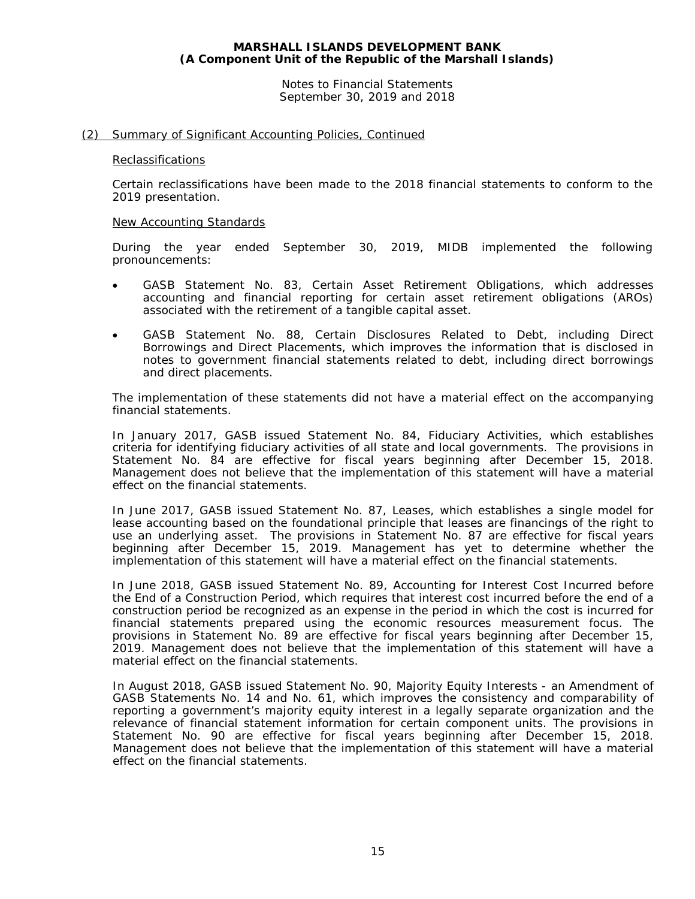# MARSHALL ISLANDS DEVELOPMENT BANK
## (A Component Unit of the Republic of the Marshall Islands)

Notes to Financial Statements
September 30, 2019 and 2018

## (2) Summary of Significant Accounting Policies, Continued

### Reclassifications

Certain reclassifications have been made to the 2018 financial statements to conform to the 2019 presentation.

### New Accounting Standards

During the year ended September 30, 2019, MIDB implemented the following pronouncements:

- GASB Statement No. 83, Certain Asset Retirement Obligations, which addresses accounting and financial reporting for certain asset retirement obligations (AROs) associated with the retirement of a tangible capital asset.
- GASB Statement No. 88, Certain Disclosures Related to Debt, including Direct Borrowings and Direct Placements, which improves the information that is disclosed in notes to government financial statements related to debt, including direct borrowings and direct placements.

The implementation of these statements did not have a material effect on the accompanying financial statements.

In January 2017, GASB issued Statement No. 84, Fiduciary Activities, which establishes criteria for identifying fiduciary activities of all state and local governments. The provisions in Statement No. 84 are effective for fiscal years beginning after December 15, 2018. Management does not believe that the implementation of this statement will have a material effect on the financial statements.

In June 2017, GASB issued Statement No. 87, Leases, which establishes a single model for lease accounting based on the foundational principle that leases are financings of the right to use an underlying asset. The provisions in Statement No. 87 are effective for fiscal years beginning after December 15, 2019. Management has yet to determine whether the implementation of this statement will have a material effect on the financial statements.

In June 2018, GASB issued Statement No. 89, Accounting for Interest Cost Incurred before the End of a Construction Period, which requires that interest cost incurred before the end of a construction period be recognized as an expense in the period in which the cost is incurred for financial statements prepared using the economic resources measurement focus. The provisions in Statement No. 89 are effective for fiscal years beginning after December 15, 2019. Management does not believe that the implementation of this statement will have a material effect on the financial statements.

In August 2018, GASB issued Statement No. 90, Majority Equity Interests - an Amendment of GASB Statements No. 14 and No. 61, which improves the consistency and comparability of reporting a government's majority equity interest in a legally separate organization and the relevance of financial statement information for certain component units. The provisions in Statement No. 90 are effective for fiscal years beginning after December 15, 2018. Management does not believe that the implementation of this statement will have a material effect on the financial statements.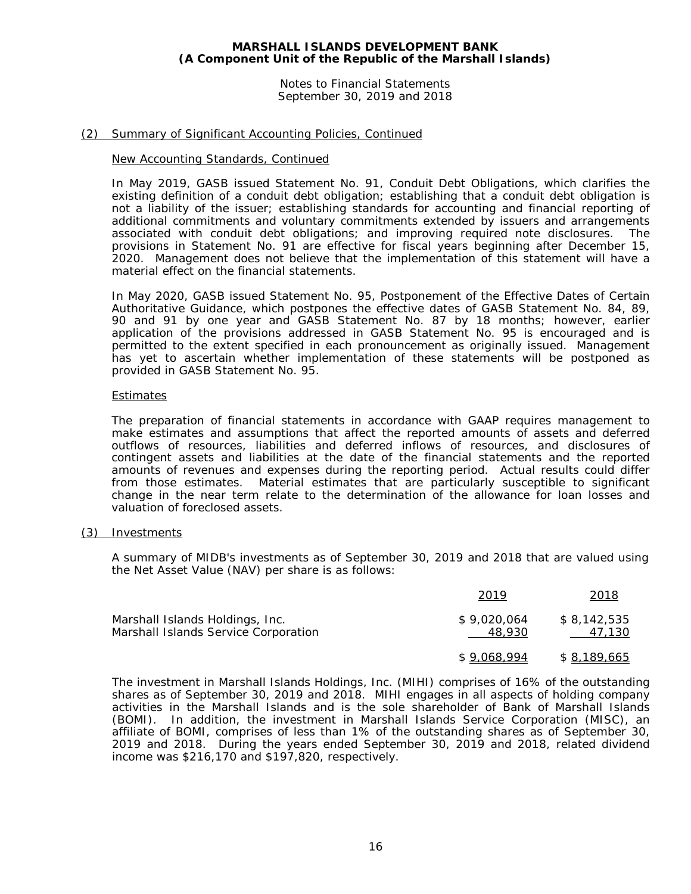## (2) Summary of Significant Accounting Policies, Continued

### New Accounting Standards, Continued

In May 2019, GASB issued Statement No. 91, Conduit Debt Obligations, which clarifies the existing definition of a conduit debt obligation; establishing that a conduit debt obligation is not a liability of the issuer; establishing standards for accounting and financial reporting of additional commitments and voluntary commitments extended by issuers and arrangements associated with conduit debt obligations; and improving required note disclosures. The provisions in Statement No. 91 are effective for fiscal years beginning after December 15, 2020. Management does not believe that the implementation of this statement will have a material effect on the financial statements.

In May 2020, GASB issued Statement No. 95, Postponement of the Effective Dates of Certain Authoritative Guidance, which postpones the effective dates of GASB Statement No. 84, 89, 90 and 91 by one year and GASB Statement No. 87 by 18 months; however, earlier application of the provisions addressed in GASB Statement No. 95 is encouraged and is permitted to the extent specified in each pronouncement as originally issued. Management has yet to ascertain whether implementation of these statements will be postponed as provided in GASB Statement No. 95.

### Estimates

The preparation of financial statements in accordance with GAAP requires management to make estimates and assumptions that affect the reported amounts of assets and deferred outflows of resources, liabilities and deferred inflows of resources, and disclosures of contingent assets and liabilities at the date of the financial statements and the reported amounts of revenues and expenses during the reporting period. Actual results could differ from those estimates. Material estimates that are particularly susceptible to significant change in the near term relate to the determination of the allowance for loan losses and valuation of foreclosed assets.

## (3) Investments

A summary of MIDB's investments as of September 30, 2019 and 2018 that are valued using the Net Asset Value (NAV) per share is as follows:

| | 2019 | 2018 |
|---|---|---|
| Marshall Islands Holdings, Inc. | $ 9,020,064 | $ 8,142,535 |
| Marshall Islands Service Corporation | 48,930 | 47,130 |
| | $ 9,068,994 | $ 8,189,665 |

The investment in Marshall Islands Holdings, Inc. (MIHI) comprises of 16% of the outstanding shares as of September 30, 2019 and 2018. MIHI engages in all aspects of holding company activities in the Marshall Islands and is the sole shareholder of Bank of Marshall Islands (BOMI). In addition, the investment in Marshall Islands Service Corporation (MISC), an affiliate of BOMI, comprises of less than 1% of the outstanding shares as of September 30, 2019 and 2018. During the years ended September 30, 2019 and 2018, related dividend income was $216,170 and $197,820, respectively.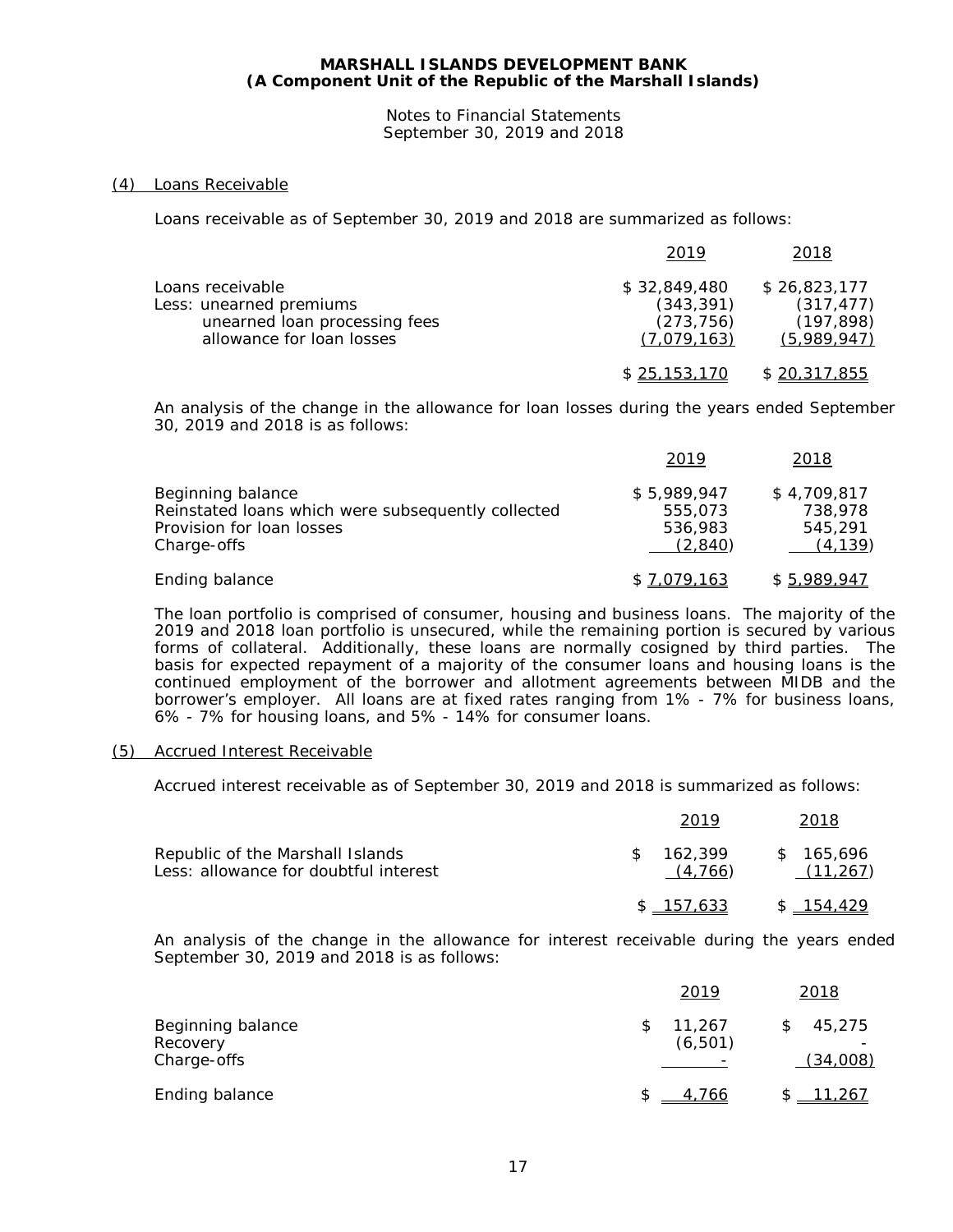**MARSHALL ISLANDS DEVELOPMENT BANK**
**(A Component Unit of the Republic of the Marshall Islands)**

Notes to Financial Statements
September 30, 2019 and 2018

## (4) Loans Receivable

Loans receivable as of September 30, 2019 and 2018 are summarized as follows:

| | 2019 | 2018 |
|---|---|---|
| Loans receivable | $ 32,849,480 | $ 26,823,177 |
| Less: unearned premiums | (343,391) | (317,477) |
| unearned loan processing fees | (273,756) | (197,898) |
| allowance for loan losses | (7,079,163) | (5,989,947) |
| | $ 25,153,170 | $ 20,317,855 |

An analysis of the change in the allowance for loan losses during the years ended September 30, 2019 and 2018 is as follows:

| | 2019 | 2018 |
|---|---|---|
| Beginning balance | $ 5,989,947 | $ 4,709,817 |
| Reinstated loans which were subsequently collected | 555,073 | 738,978 |
| Provision for loan losses | 536,983 | 545,291 |
| Charge-offs | (2,840) | (4,139) |
| Ending balance | $ 7,079,163 | $ 5,989,947 |

The loan portfolio is comprised of consumer, housing and business loans. The majority of the 2019 and 2018 loan portfolio is unsecured, while the remaining portion is secured by various forms of collateral. Additionally, these loans are normally cosigned by third parties. The basis for expected repayment of a majority of the consumer loans and housing loans is the continued employment of the borrower and allotment agreements between MIDB and the borrower's employer. All loans are at fixed rates ranging from 1% - 7% for business loans, 6% - 7% for housing loans, and 5% - 14% for consumer loans.

## (5) Accrued Interest Receivable

Accrued interest receivable as of September 30, 2019 and 2018 is summarized as follows:

| | 2019 | 2018 |
|---|---|---|
| Republic of the Marshall Islands | $ 162,399 | $ 165,696 |
| Less: allowance for doubtful interest | (4,766) | (11,267) |
| | $ 157,633 | $ 154,429 |

An analysis of the change in the allowance for interest receivable during the years ended September 30, 2019 and 2018 is as follows:

| | 2019 | 2018 |
|---|---|---|
| Beginning balance | $ 11,267 | $ 45,275 |
| Recovery | (6,501) | - |
| Charge-offs | - | (34,008) |
| Ending balance | $ 4,766 | $ 11,267 |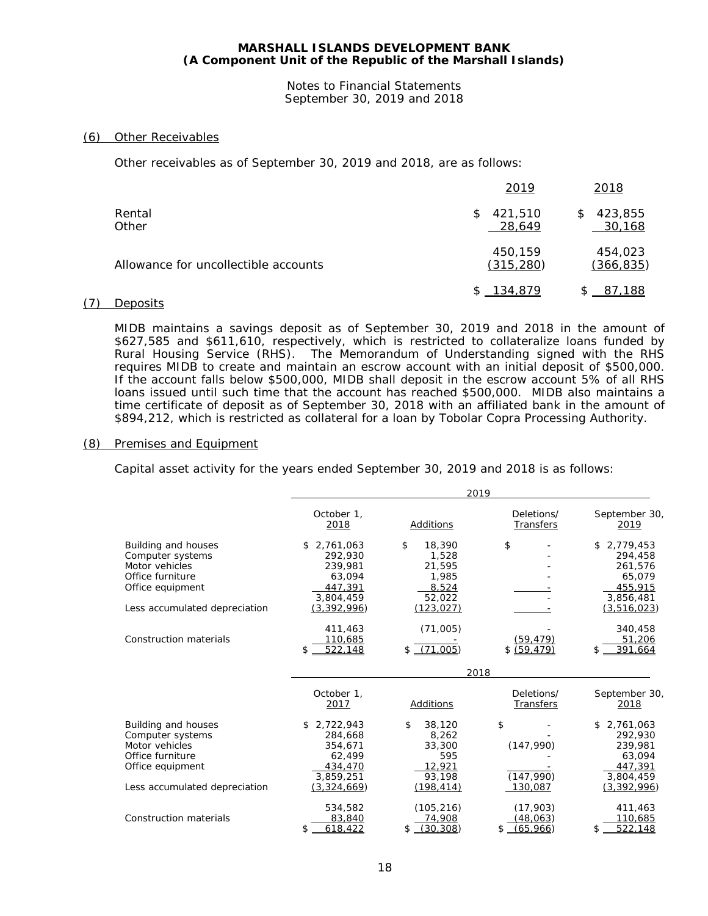**MARSHALL ISLANDS DEVELOPMENT BANK**
**(A Component Unit of the Republic of the Marshall Islands)**

Notes to Financial Statements
September 30, 2019 and 2018

## (6) Other Receivables

Other receivables as of September 30, 2019 and 2018, are as follows:

| | 2019 | 2018 |
|---|---|---|
| Rental | $ 421,510 | $ 423,855 |
| Other | 28,649 | 30,168 |
| | 450,159 | 454,023 |
| Allowance for uncollectible accounts | (315,280) | (366,835) |
| | $ 134,879 | $ 87,188 |

## (7) Deposits

MIDB maintains a savings deposit as of September 30, 2019 and 2018 in the amount of $627,585 and $611,610, respectively, which is restricted to collateralize loans funded by Rural Housing Service (RHS). The Memorandum of Understanding signed with the RHS requires MIDB to create and maintain an escrow account with an initial deposit of $500,000. If the account falls below $500,000, MIDB shall deposit in the escrow account 5% of all RHS loans issued until such time that the account has reached $500,000. MIDB also maintains a time certificate of deposit as of September 30, 2018 with an affiliated bank in the amount of $894,212, which is restricted as collateral for a loan by Tobolar Copra Processing Authority.

## (8) Premises and Equipment

Capital asset activity for the years ended September 30, 2019 and 2018 is as follows:

| | 2019 | | | |
|---|---|---|---|---|
| | October 1, 2018 | Additions | Deletions/ Transfers | September 30, 2019 |
| Building and houses | $ 2,761,063 | $ 18,390 | $ - | $ 2,779,453 |
| Computer systems | 292,930 | 1,528 | - | 294,458 |
| Motor vehicles | 239,981 | 21,595 | - | 261,576 |
| Office furniture | 63,094 | 1,985 | - | 65,079 |
| Office equipment | 447,391 | 8,524 | - | 455,915 |
| | 3,804,459 | 52,022 | - | 3,856,481 |
| Less accumulated depreciation | (3,392,996) | (123,027) | - | (3,516,023) |
| | 411,463 | (71,005) | - | 340,458 |
| Construction materials | 110,685 | - | (59,479) | 51,206 |
| | $ 522,148 | $ (71,005) | $ (59,479) | $ 391,664 |

| | 2018 | | | |
|---|---|---|---|---|
| | October 1, 2017 | Additions | Deletions/ Transfers | September 30, 2018 |
| Building and houses | $ 2,722,943 | $ 38,120 | $ - | $ 2,761,063 |
| Computer systems | 284,668 | 8,262 | - | 292,930 |
| Motor vehicles | 354,671 | 33,300 | (147,990) | 239,981 |
| Office furniture | 62,499 | 595 | - | 63,094 |
| Office equipment | 434,470 | 12,921 | - | 447,391 |
| | 3,859,251 | 93,198 | (147,990) | 3,804,459 |
| Less accumulated depreciation | (3,324,669) | (198,414) | 130,087 | (3,392,996) |
| | 534,582 | (105,216) | (17,903) | 411,463 |
| Construction materials | 83,840 | 74,908 | (48,063) | 110,685 |
| | $ 618,422 | $ (30,308) | $ (65,966) | $ 522,148 |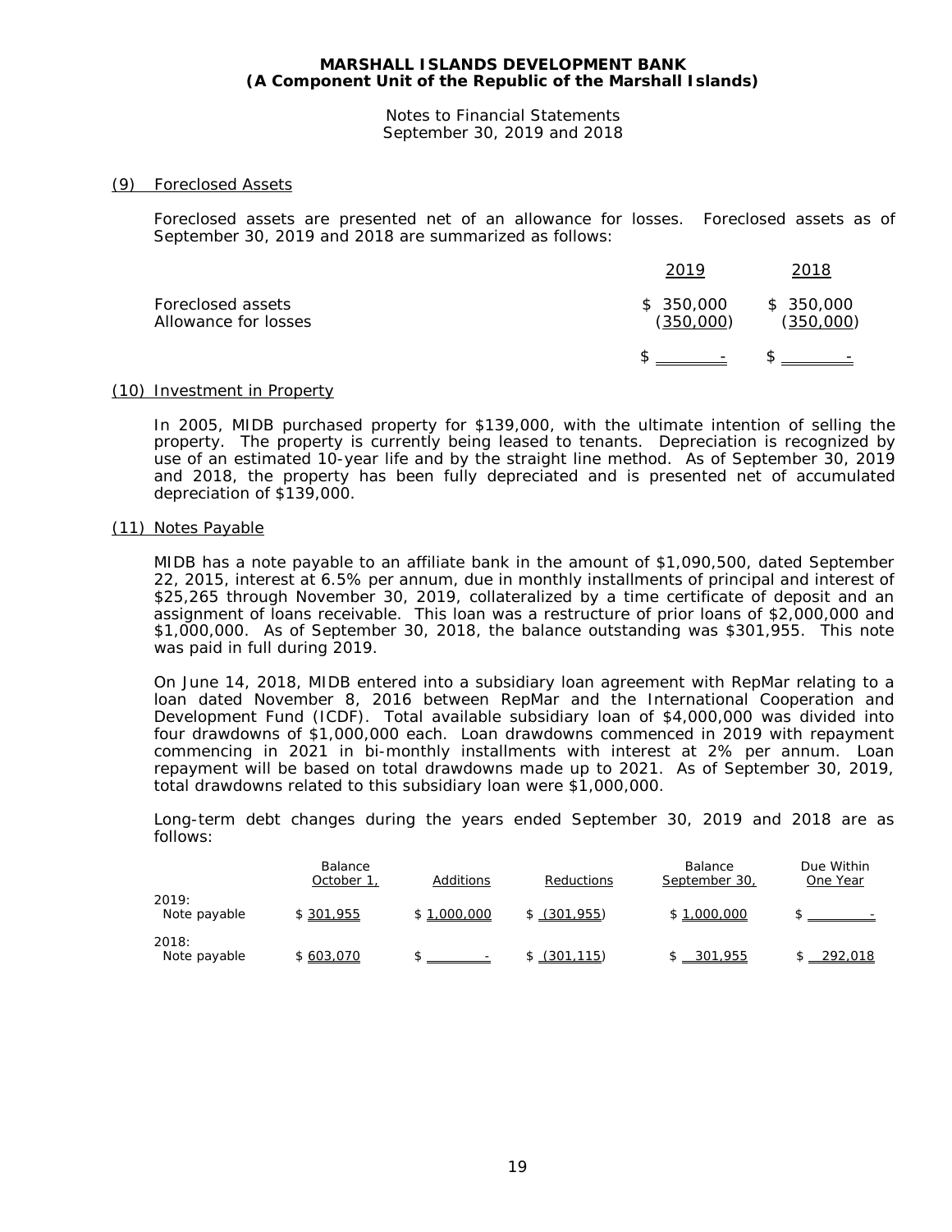**MARSHALL ISLANDS DEVELOPMENT BANK**
**(A Component Unit of the Republic of the Marshall Islands)**

Notes to Financial Statements
September 30, 2019 and 2018

## (9) Foreclosed Assets

Foreclosed assets are presented net of an allowance for losses. Foreclosed assets as of September 30, 2019 and 2018 are summarized as follows:

| | 2019 | 2018 |
|---|---|---|
| Foreclosed assets | $ 350,000 | $ 350,000 |
| Allowance for losses | (350,000) | (350,000) |
| | $ - | $ - |

## (10) Investment in Property

In 2005, MIDB purchased property for $139,000, with the ultimate intention of selling the property. The property is currently being leased to tenants. Depreciation is recognized by use of an estimated 10-year life and by the straight line method. As of September 30, 2019 and 2018, the property has been fully depreciated and is presented net of accumulated depreciation of $139,000.

## (11) Notes Payable

MIDB has a note payable to an affiliate bank in the amount of $1,090,500, dated September 22, 2015, interest at 6.5% per annum, due in monthly installments of principal and interest of $25,265 through November 30, 2019, collateralized by a time certificate of deposit and an assignment of loans receivable. This loan was a restructure of prior loans of $2,000,000 and $1,000,000. As of September 30, 2018, the balance outstanding was $301,955. This note was paid in full during 2019.

On June 14, 2018, MIDB entered into a subsidiary loan agreement with RepMar relating to a loan dated November 8, 2016 between RepMar and the International Cooperation and Development Fund (ICDF). Total available subsidiary loan of $4,000,000 was divided into four drawdowns of $1,000,000 each. Loan drawdowns commenced in 2019 with repayment commencing in 2021 in bi-monthly installments with interest at 2% per annum. Loan repayment will be based on total drawdowns made up to 2021. As of September 30, 2019, total drawdowns related to this subsidiary loan were $1,000,000.

Long-term debt changes during the years ended September 30, 2019 and 2018 are as follows:

| | Balance October 1, | Additions | Reductions | Balance September 30, | Due Within One Year |
|---|---|---|---|---|---|
| 2019: | | | | | |
| Note payable | $ 301,955 | $ 1,000,000 | $ (301,955) | $ 1,000,000 | $ - |
| 2018: | | | | | |
| Note payable | $ 603,070 | $ - | $ (301,115) | $ 301,955 | $ 292,018 |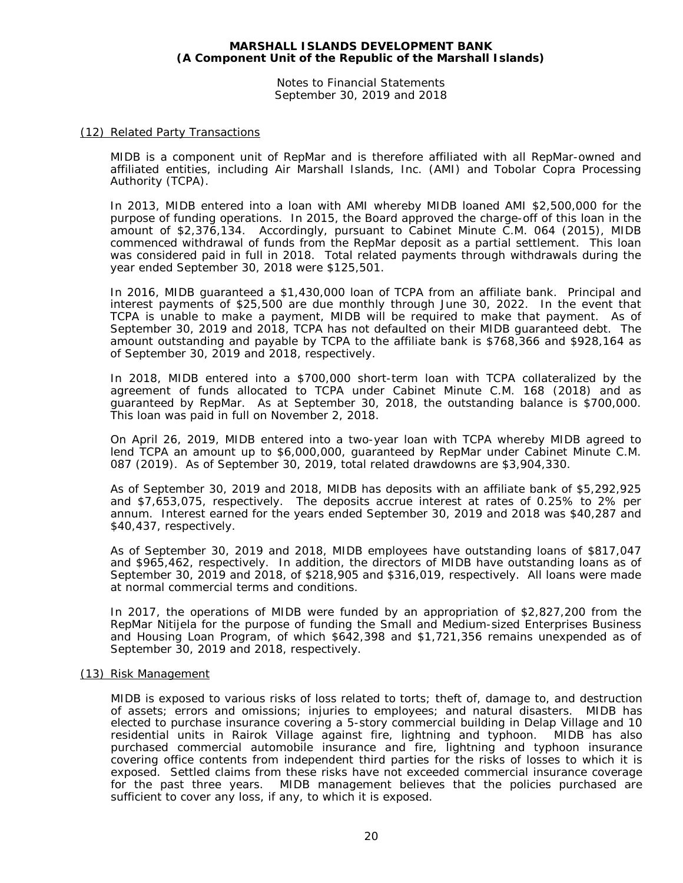### (12) Related Party Transactions

MIDB is a component unit of RepMar and is therefore affiliated with all RepMar-owned and affiliated entities, including Air Marshall Islands, Inc. (AMI) and Tobolar Copra Processing Authority (TCPA).

In 2013, MIDB entered into a loan with AMI whereby MIDB loaned AMI $2,500,000 for the purpose of funding operations. In 2015, the Board approved the charge-off of this loan in the amount of $2,376,134. Accordingly, pursuant to Cabinet Minute C.M. 064 (2015), MIDB commenced withdrawal of funds from the RepMar deposit as a partial settlement. This loan was considered paid in full in 2018. Total related payments through withdrawals during the year ended September 30, 2018 were $125,501.

In 2016, MIDB guaranteed a $1,430,000 loan of TCPA from an affiliate bank. Principal and interest payments of $25,500 are due monthly through June 30, 2022. In the event that TCPA is unable to make a payment, MIDB will be required to make that payment. As of September 30, 2019 and 2018, TCPA has not defaulted on their MIDB guaranteed debt. The amount outstanding and payable by TCPA to the affiliate bank is $768,366 and $928,164 as of September 30, 2019 and 2018, respectively.

In 2018, MIDB entered into a $700,000 short-term loan with TCPA collateralized by the agreement of funds allocated to TCPA under Cabinet Minute C.M. 168 (2018) and as guaranteed by RepMar. As at September 30, 2018, the outstanding balance is $700,000. This loan was paid in full on November 2, 2018.

On April 26, 2019, MIDB entered into a two-year loan with TCPA whereby MIDB agreed to lend TCPA an amount up to $6,000,000, guaranteed by RepMar under Cabinet Minute C.M. 087 (2019). As of September 30, 2019, total related drawdowns are $3,904,330.

As of September 30, 2019 and 2018, MIDB has deposits with an affiliate bank of $5,292,925 and $7,653,075, respectively. The deposits accrue interest at rates of 0.25% to 2% per annum. Interest earned for the years ended September 30, 2019 and 2018 was $40,287 and $40,437, respectively.

As of September 30, 2019 and 2018, MIDB employees have outstanding loans of $817,047 and $965,462, respectively. In addition, the directors of MIDB have outstanding loans as of September 30, 2019 and 2018, of $218,905 and $316,019, respectively. All loans were made at normal commercial terms and conditions.

In 2017, the operations of MIDB were funded by an appropriation of $2,827,200 from the RepMar Nitijela for the purpose of funding the Small and Medium-sized Enterprises Business and Housing Loan Program, of which $642,398 and $1,721,356 remains unexpended as of September 30, 2019 and 2018, respectively.

### (13) Risk Management

MIDB is exposed to various risks of loss related to torts; theft of, damage to, and destruction of assets; errors and omissions; injuries to employees; and natural disasters. MIDB has elected to purchase insurance covering a 5-story commercial building in Delap Village and 10 residential units in Rairok Village against fire, lightning and typhoon. MIDB has also purchased commercial automobile insurance and fire, lightning and typhoon insurance covering office contents from independent third parties for the risks of losses to which it is exposed. Settled claims from these risks have not exceeded commercial insurance coverage for the past three years. MIDB management believes that the policies purchased are sufficient to cover any loss, if any, to which it is exposed.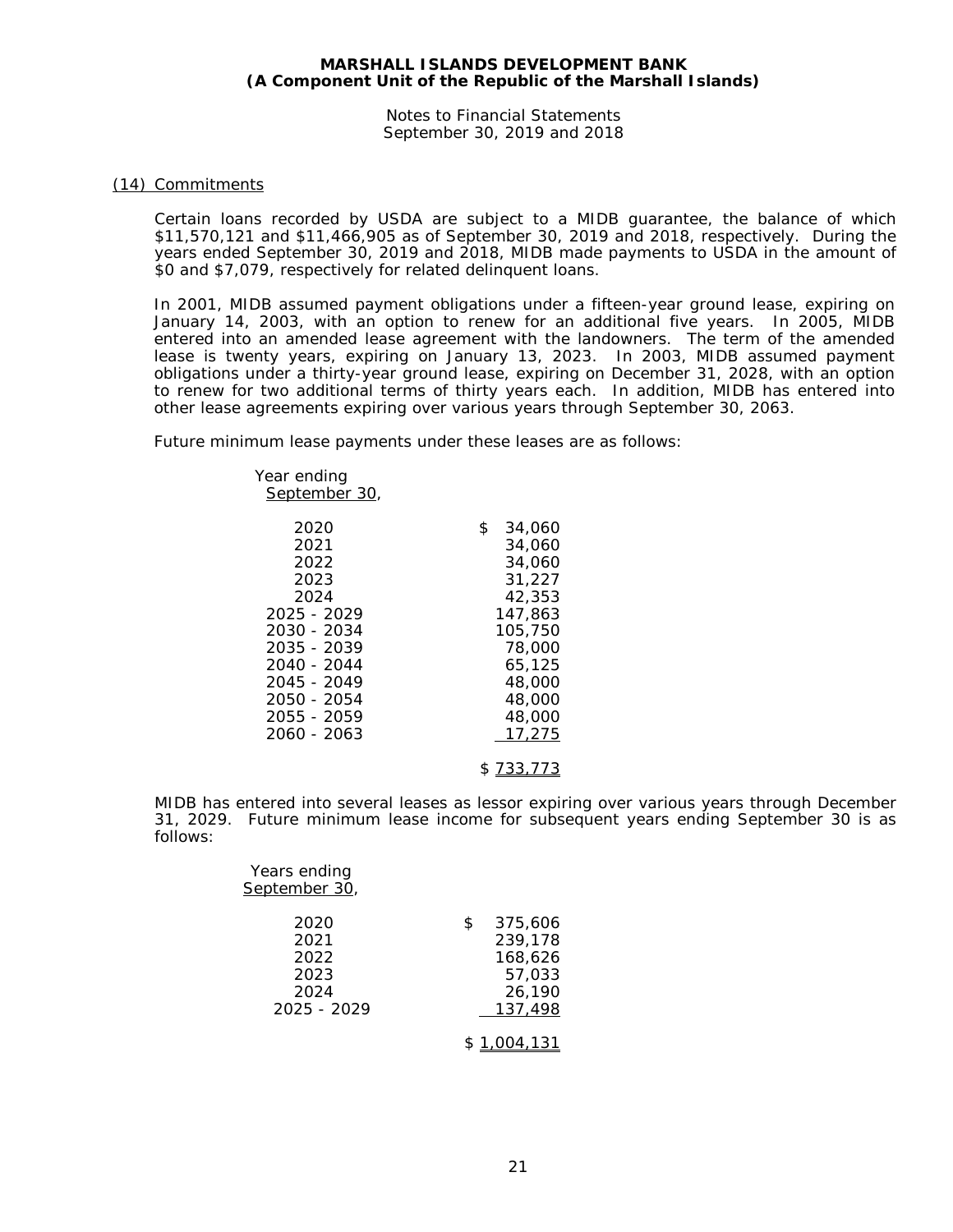**MARSHALL ISLANDS DEVELOPMENT BANK**
**(A Component Unit of the Republic of the Marshall Islands)**

Notes to Financial Statements
September 30, 2019 and 2018

## (14) Commitments

Certain loans recorded by USDA are subject to a MIDB guarantee, the balance of which $11,570,121 and $11,466,905 as of September 30, 2019 and 2018, respectively. During the years ended September 30, 2019 and 2018, MIDB made payments to USDA in the amount of $0 and $7,079, respectively for related delinquent loans.

In 2001, MIDB assumed payment obligations under a fifteen-year ground lease, expiring on January 14, 2003, with an option to renew for an additional five years. In 2005, MIDB entered into an amended lease agreement with the landowners. The term of the amended lease is twenty years, expiring on January 13, 2023. In 2003, MIDB assumed payment obligations under a thirty-year ground lease, expiring on December 31, 2028, with an option to renew for two additional terms of thirty years each. In addition, MIDB has entered into other lease agreements expiring over various years through September 30, 2063.

Future minimum lease payments under these leases are as follows:

| Year ending September 30, | |
|---|---|
| 2020 | $ 34,060 |
| 2021 | 34,060 |
| 2022 | 34,060 |
| 2023 | 31,227 |
| 2024 | 42,353 |
| 2025 - 2029 | 147,863 |
| 2030 - 2034 | 105,750 |
| 2035 - 2039 | 78,000 |
| 2040 - 2044 | 65,125 |
| 2045 - 2049 | 48,000 |
| 2050 - 2054 | 48,000 |
| 2055 - 2059 | 48,000 |
| 2060 - 2063 | 17,275 |
| | $ 733,773 |

MIDB has entered into several leases as lessor expiring over various years through December 31, 2029. Future minimum lease income for subsequent years ending September 30 is as follows:

| Years ending September 30, | |
|---|---|
| 2020 | $ 375,606 |
| 2021 | 239,178 |
| 2022 | 168,626 |
| 2023 | 57,033 |
| 2024 | 26,190 |
| 2025 - 2029 | 137,498 |
| | $ 1,004,131 |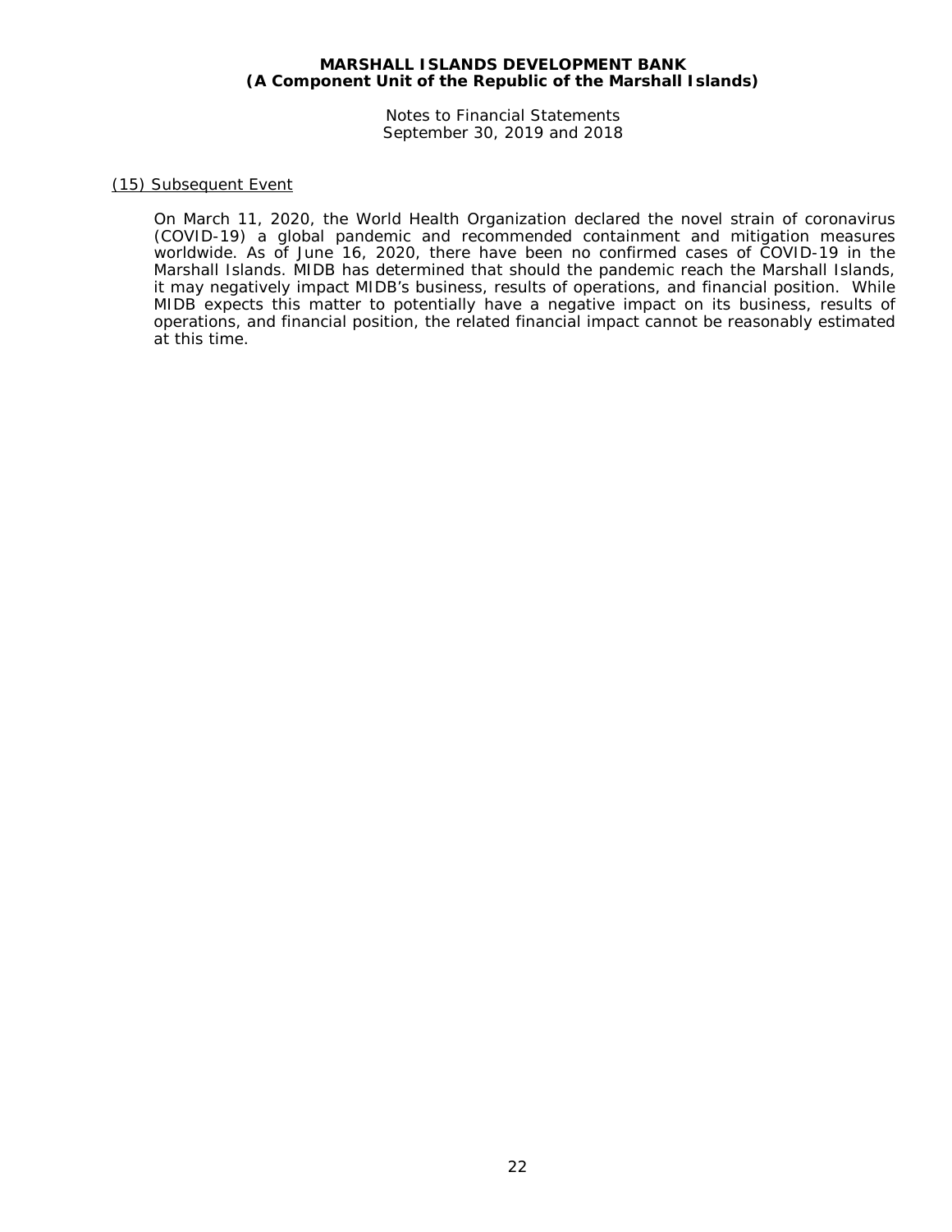## (15) Subsequent Event

On March 11, 2020, the World Health Organization declared the novel strain of coronavirus (COVID-19) a global pandemic and recommended containment and mitigation measures worldwide. As of June 16, 2020, there have been no confirmed cases of COVID-19 in the Marshall Islands. MIDB has determined that should the pandemic reach the Marshall Islands, it may negatively impact MIDB's business, results of operations, and financial position. While MIDB expects this matter to potentially have a negative impact on its business, results of operations, and financial position, the related financial impact cannot be reasonably estimated at this time.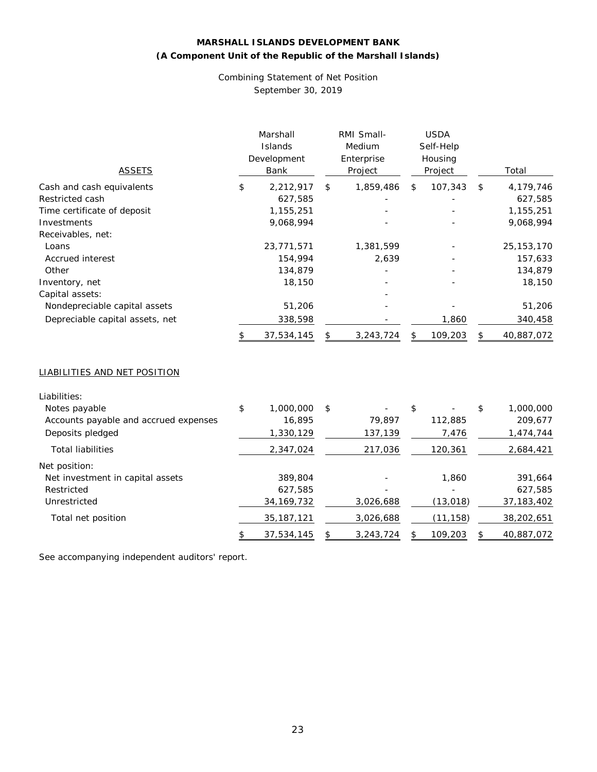**MARSHALL ISLANDS DEVELOPMENT BANK**
**(A Component Unit of the Republic of the Marshall Islands)**

Combining Statement of Net Position
September 30, 2019

| ASSETS | Marshall Islands Development Bank | RMI Small-Medium Enterprise Project | USDA Self-Help Housing Project | Total |
|---|---|---|---|---|
| Cash and cash equivalents | $ 2,212,917 | $ 1,859,486 | $ 107,343 | $ 4,179,746 |
| Restricted cash | 627,585 | - | - | 627,585 |
| Time certificate of deposit | 1,155,251 | - | - | 1,155,251 |
| Investments | 9,068,994 | - | - | 9,068,994 |
| Receivables, net: | | | | |
| Loans | 23,771,571 | 1,381,599 | - | 25,153,170 |
| Accrued interest | 154,994 | 2,639 | - | 157,633 |
| Other | 134,879 | - | - | 134,879 |
| Inventory, net | 18,150 | - | - | 18,150 |
| Capital assets: | | - | | |
| Nondepreciable capital assets | 51,206 | - | - | 51,206 |
| Depreciable capital assets, net | 338,598 | - | 1,860 | 340,458 |
| | $ 37,534,145 | $ 3,243,724 | $ 109,203 | $ 40,887,072 |

| LIABILITIES AND NET POSITION | Marshall Islands Development Bank | RMI Small-Medium Enterprise Project | USDA Self-Help Housing Project | Total |
|---|---|---|---|---|
| Liabilities: | | | | |
| Notes payable | $ 1,000,000 | $ - | $ - | $ 1,000,000 |
| Accounts payable and accrued expenses | 16,895 | 79,897 | 112,885 | 209,677 |
| Deposits pledged | 1,330,129 | 137,139 | 7,476 | 1,474,744 |
| Total liabilities | 2,347,024 | 217,036 | 120,361 | 2,684,421 |
| Net position: | | | | |
| Net investment in capital assets | 389,804 | - | 1,860 | 391,664 |
| Restricted | 627,585 | - | - | 627,585 |
| Unrestricted | 34,169,732 | 3,026,688 | (13,018) | 37,183,402 |
| Total net position | 35,187,121 | 3,026,688 | (11,158) | 38,202,651 |
| | $ 37,534,145 | $ 3,243,724 | $ 109,203 | $ 40,887,072 |

See accompanying independent auditors' report.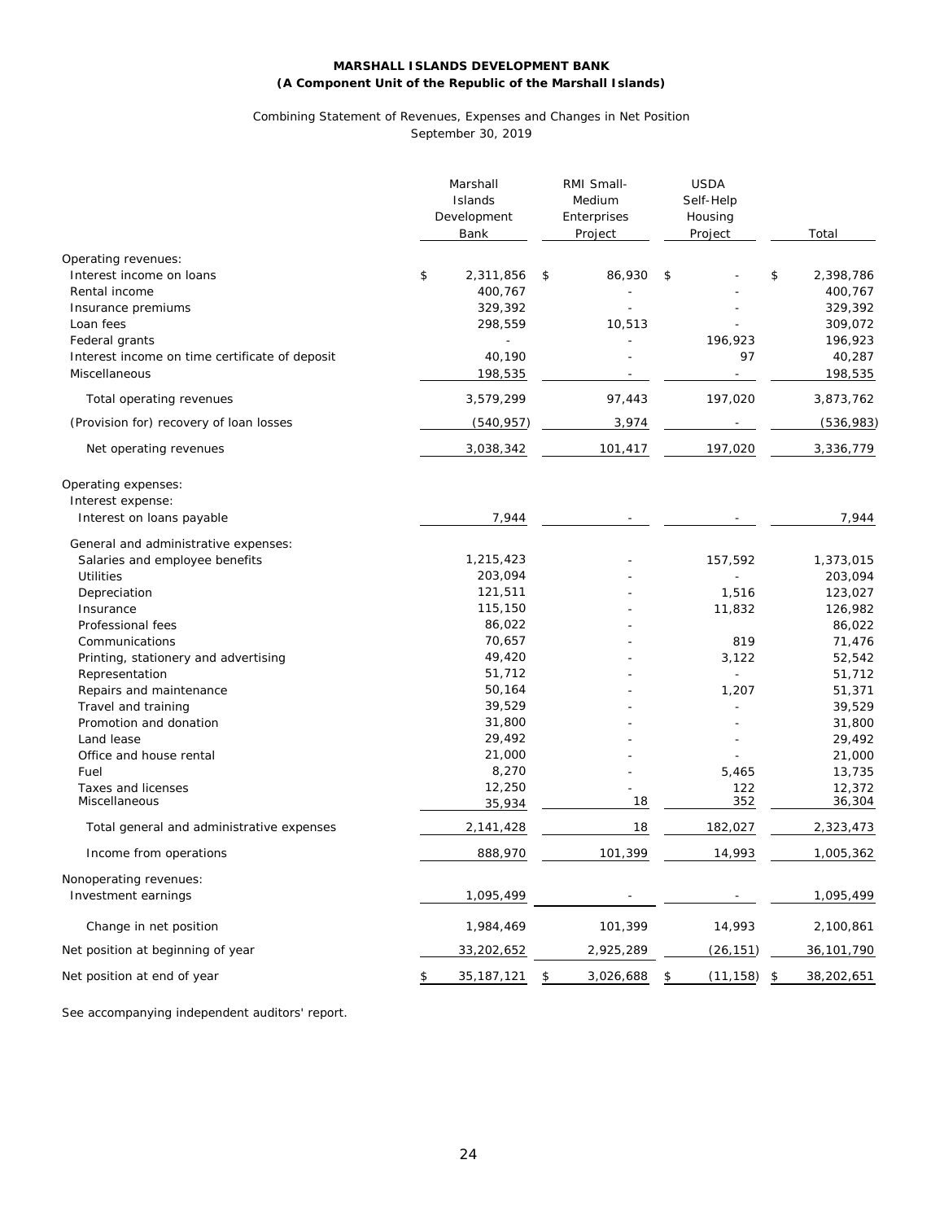**MARSHALL ISLANDS DEVELOPMENT BANK**
**(A Component Unit of the Republic of the Marshall Islands)**

Combining Statement of Revenues, Expenses and Changes in Net Position
September 30, 2019

| | Marshall Islands Development Bank | RMI Small-Medium Enterprises Project | USDA Self-Help Housing Project | Total |
|---|---|---|---|---|
| Operating revenues: | | | | |
| Interest income on loans | $ 2,311,856 | $ 86,930 | $ - | $ 2,398,786 |
| Rental income | 400,767 | - | - | 400,767 |
| Insurance premiums | 329,392 | - | - | 329,392 |
| Loan fees | 298,559 | 10,513 | - | 309,072 |
| Federal grants | - | - | 196,923 | 196,923 |
| Interest income on time certificate of deposit | 40,190 | - | 97 | 40,287 |
| Miscellaneous | 198,535 | - | - | 198,535 |
| Total operating revenues | 3,579,299 | 97,443 | 197,020 | 3,873,762 |
| (Provision for) recovery of loan losses | (540,957) | 3,974 | - | (536,983) |
| Net operating revenues | 3,038,342 | 101,417 | 197,020 | 3,336,779 |
| Operating expenses: | | | | |
| Interest expense: | | | | |
| Interest on loans payable | 7,944 | - | - | 7,944 |
| General and administrative expenses: | | | | |
| Salaries and employee benefits | 1,215,423 | - | 157,592 | 1,373,015 |
| Utilities | 203,094 | - | - | 203,094 |
| Depreciation | 121,511 | - | 1,516 | 123,027 |
| Insurance | 115,150 | - | 11,832 | 126,982 |
| Professional fees | 86,022 | - | | 86,022 |
| Communications | 70,657 | - | 819 | 71,476 |
| Printing, stationery and advertising | 49,420 | - | 3,122 | 52,542 |
| Representation | 51,712 | - | - | 51,712 |
| Repairs and maintenance | 50,164 | - | 1,207 | 51,371 |
| Travel and training | 39,529 | - | - | 39,529 |
| Promotion and donation | 31,800 | - | - | 31,800 |
| Land lease | 29,492 | - | - | 29,492 |
| Office and house rental | 21,000 | - | - | 21,000 |
| Fuel | 8,270 | - | 5,465 | 13,735 |
| Taxes and licenses | 12,250 | - | 122 | 12,372 |
| Miscellaneous | 35,934 | 18 | 352 | 36,304 |
| Total general and administrative expenses | 2,141,428 | 18 | 182,027 | 2,323,473 |
| Income from operations | 888,970 | 101,399 | 14,993 | 1,005,362 |
| Nonoperating revenues: | | | | |
| Investment earnings | 1,095,499 | - | - | 1,095,499 |
| Change in net position | 1,984,469 | 101,399 | 14,993 | 2,100,861 |
| Net position at beginning of year | 33,202,652 | 2,925,289 | (26,151) | 36,101,790 |
| Net position at end of year | $ 35,187,121 | $ 3,026,688 | $ (11,158) | $ 38,202,651 |

See accompanying independent auditors' report.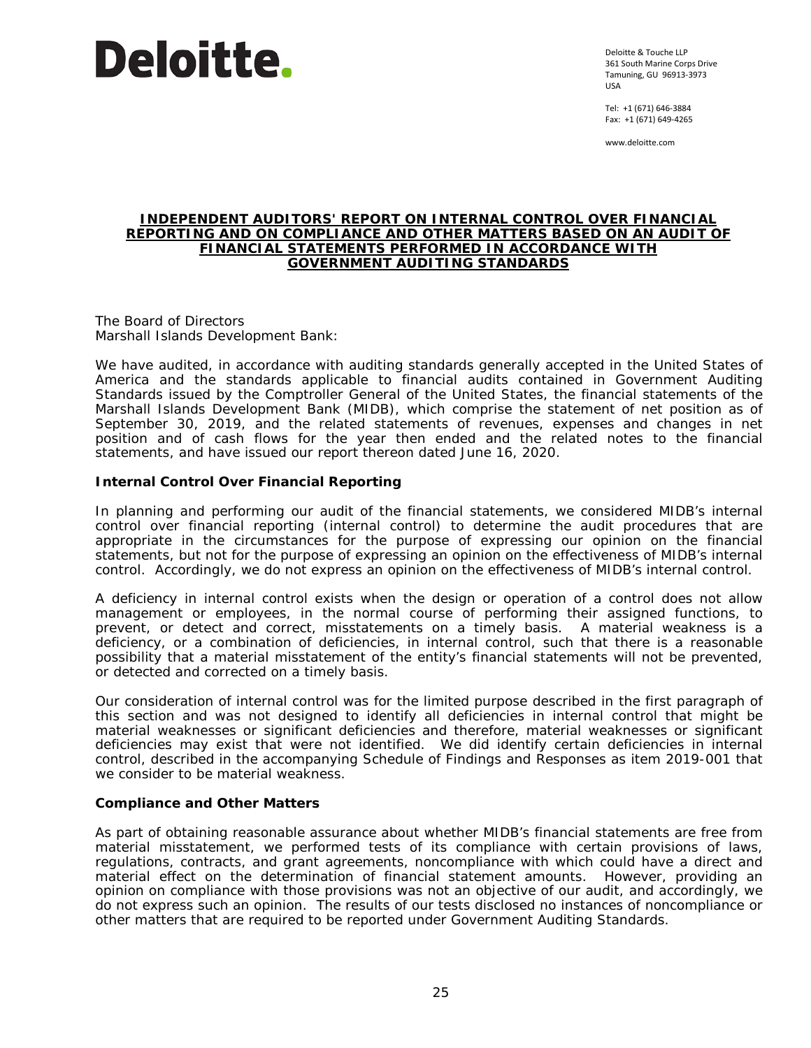**Deloitte.**

Deloitte & Touche LLP
361 South Marine Corps Drive
Tamuning, GU 96913-3973
USA

Tel: +1 (671) 646-3884
Fax: +1 (671) 649-4265

www.deloitte.com

# INDEPENDENT AUDITORS' REPORT ON INTERNAL CONTROL OVER FINANCIAL REPORTING AND ON COMPLIANCE AND OTHER MATTERS BASED ON AN AUDIT OF FINANCIAL STATEMENTS PERFORMED IN ACCORDANCE WITH GOVERNMENT AUDITING STANDARDS

The Board of Directors
Marshall Islands Development Bank:

We have audited, in accordance with auditing standards generally accepted in the United States of America and the standards applicable to financial audits contained in Government Auditing Standards issued by the Comptroller General of the United States, the financial statements of the Marshall Islands Development Bank (MIDB), which comprise the statement of net position as of September 30, 2019, and the related statements of revenues, expenses and changes in net position and of cash flows for the year then ended and the related notes to the financial statements, and have issued our report thereon dated June 16, 2020.

**Internal Control Over Financial Reporting**

In planning and performing our audit of the financial statements, we considered MIDB's internal control over financial reporting (internal control) to determine the audit procedures that are appropriate in the circumstances for the purpose of expressing our opinion on the financial statements, but not for the purpose of expressing an opinion on the effectiveness of MIDB's internal control. Accordingly, we do not express an opinion on the effectiveness of MIDB's internal control.

A deficiency in internal control exists when the design or operation of a control does not allow management or employees, in the normal course of performing their assigned functions, to prevent, or detect and correct, misstatements on a timely basis. A material weakness is a deficiency, or a combination of deficiencies, in internal control, such that there is a reasonable possibility that a material misstatement of the entity's financial statements will not be prevented, or detected and corrected on a timely basis.

Our consideration of internal control was for the limited purpose described in the first paragraph of this section and was not designed to identify all deficiencies in internal control that might be material weaknesses or significant deficiencies and therefore, material weaknesses or significant deficiencies may exist that were not identified. We did identify certain deficiencies in internal control, described in the accompanying Schedule of Findings and Responses as item 2019-001 that we consider to be material weakness.

**Compliance and Other Matters**

As part of obtaining reasonable assurance about whether MIDB's financial statements are free from material misstatement, we performed tests of its compliance with certain provisions of laws, regulations, contracts, and grant agreements, noncompliance with which could have a direct and material effect on the determination of financial statement amounts. However, providing an opinion on compliance with those provisions was not an objective of our audit, and accordingly, we do not express such an opinion. The results of our tests disclosed no instances of noncompliance or other matters that are required to be reported under Government Auditing Standards.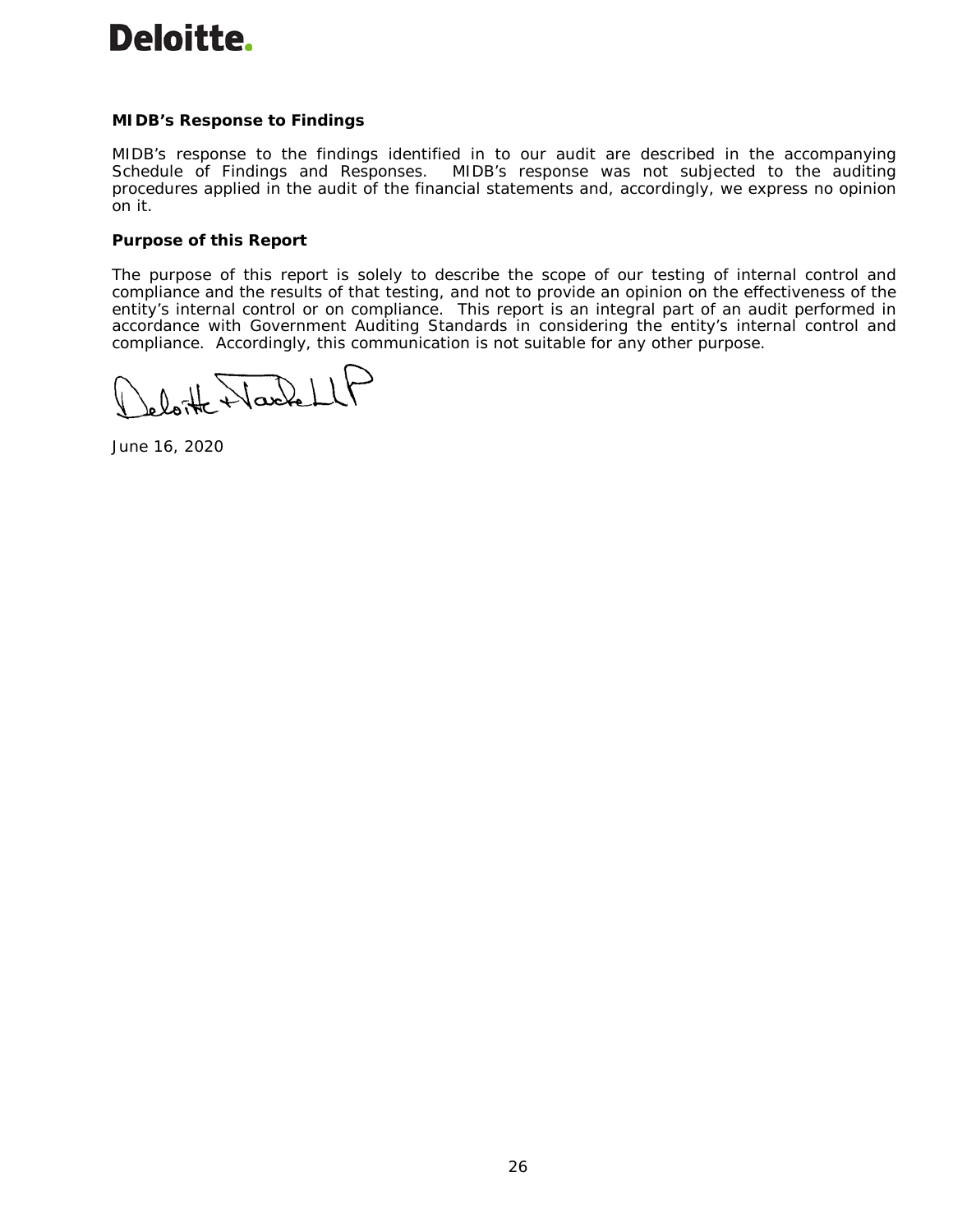**MIDB's Response to Findings**

MIDB's response to the findings identified in to our audit are described in the accompanying Schedule of Findings and Responses. MIDB's response was not subjected to the auditing procedures applied in the audit of the financial statements and, accordingly, we express no opinion on it.

**Purpose of this Report**

The purpose of this report is solely to describe the scope of our testing of internal control and compliance and the results of that testing, and not to provide an opinion on the effectiveness of the entity's internal control or on compliance. This report is an integral part of an audit performed in accordance with Government Auditing Standards in considering the entity's internal control and compliance. Accordingly, this communication is not suitable for any other purpose.

Deloitte & Touche LLP

June 16, 2020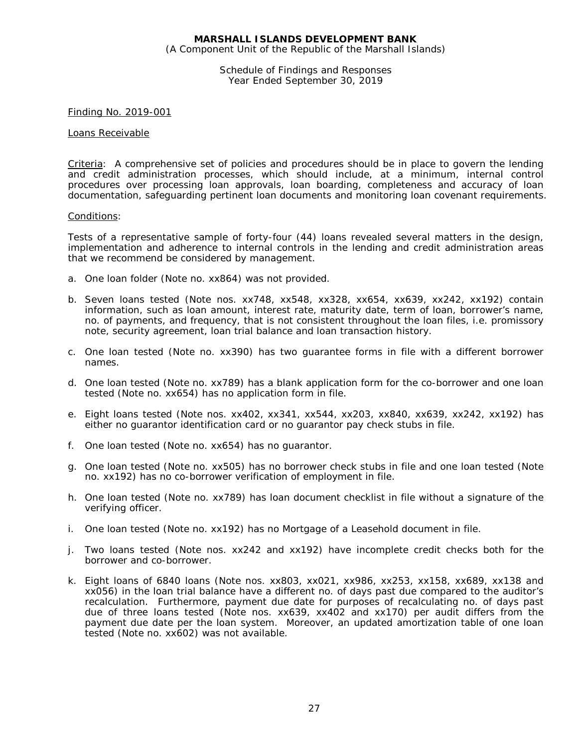**MARSHALL ISLANDS DEVELOPMENT BANK**
(A Component Unit of the Republic of the Marshall Islands)

Schedule of Findings and Responses
Year Ended September 30, 2019

Finding No. 2019-001

Loans Receivable

Criteria: A comprehensive set of policies and procedures should be in place to govern the lending and credit administration processes, which should include, at a minimum, internal control procedures over processing loan approvals, loan boarding, completeness and accuracy of loan documentation, safeguarding pertinent loan documents and monitoring loan covenant requirements.

Conditions:

Tests of a representative sample of forty-four (44) loans revealed several matters in the design, implementation and adherence to internal controls in the lending and credit administration areas that we recommend be considered by management.

a. One loan folder (Note no. xx864) was not provided.

b. Seven loans tested (Note nos. xx748, xx548, xx328, xx654, xx639, xx242, xx192) contain information, such as loan amount, interest rate, maturity date, term of loan, borrower's name, no. of payments, and frequency, that is not consistent throughout the loan files, i.e. promissory note, security agreement, loan trial balance and loan transaction history.

c. One loan tested (Note no. xx390) has two guarantee forms in file with a different borrower names.

d. One loan tested (Note no. xx789) has a blank application form for the co-borrower and one loan tested (Note no. xx654) has no application form in file.

e. Eight loans tested (Note nos. xx402, xx341, xx544, xx203, xx840, xx639, xx242, xx192) has either no guarantor identification card or no guarantor pay check stubs in file.

f. One loan tested (Note no. xx654) has no guarantor.

g. One loan tested (Note no. xx505) has no borrower check stubs in file and one loan tested (Note no. xx192) has no co-borrower verification of employment in file.

h. One loan tested (Note no. xx789) has loan document checklist in file without a signature of the verifying officer.

i. One loan tested (Note no. xx192) has no Mortgage of a Leasehold document in file.

j. Two loans tested (Note nos. xx242 and xx192) have incomplete credit checks both for the borrower and co-borrower.

k. Eight loans of 6840 loans (Note nos. xx803, xx021, xx986, xx253, xx158, xx689, xx138 and xx056) in the loan trial balance have a different no. of days past due compared to the auditor's recalculation. Furthermore, payment due date for purposes of recalculating no. of days past due of three loans tested (Note nos. xx639, xx402 and xx170) per audit differs from the payment due date per the loan system. Moreover, an updated amortization table of one loan tested (Note no. xx602) was not available.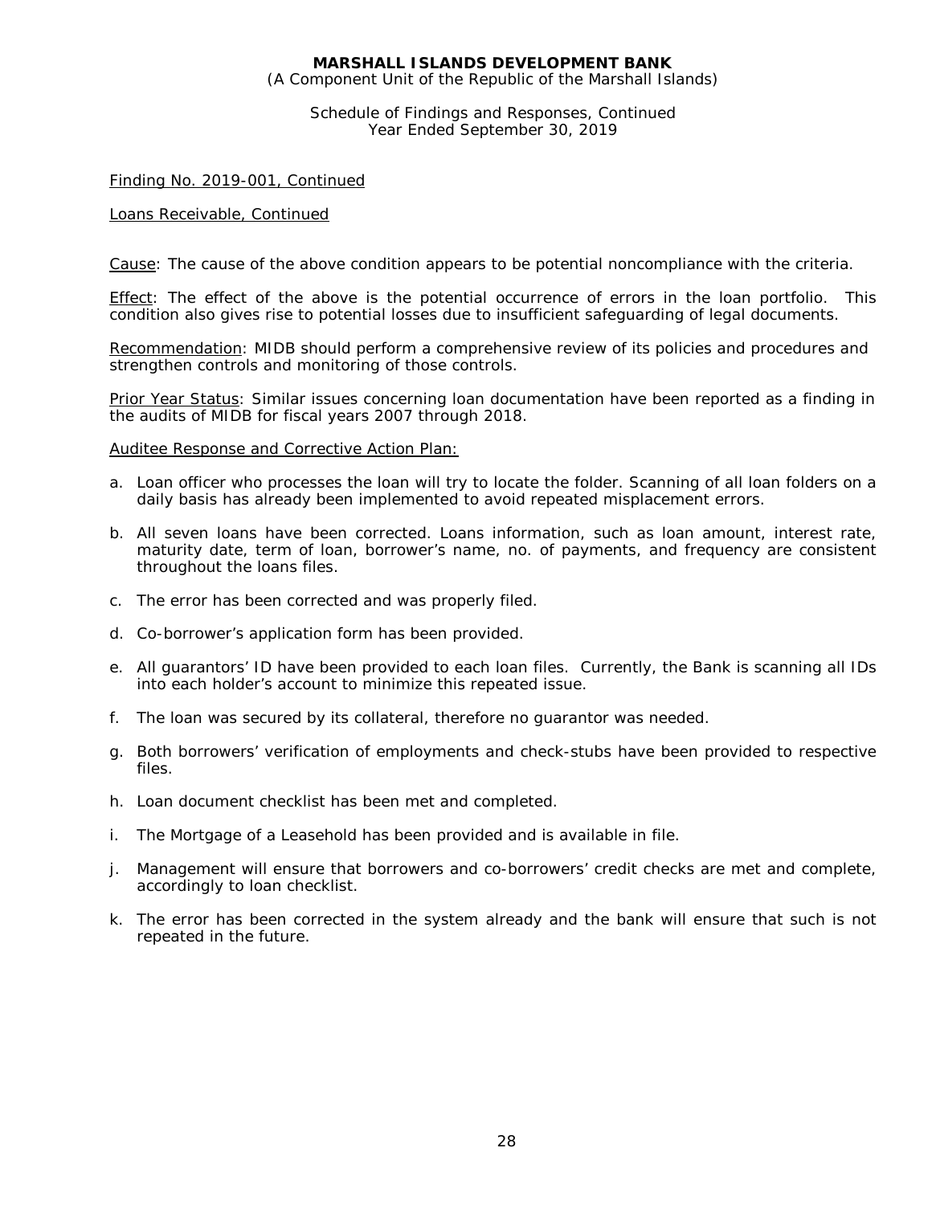Finding No. 2019-001, Continued

Loans Receivable, Continued

Cause: The cause of the above condition appears to be potential noncompliance with the criteria.

Effect: The effect of the above is the potential occurrence of errors in the loan portfolio. This condition also gives rise to potential losses due to insufficient safeguarding of legal documents.

Recommendation: MIDB should perform a comprehensive review of its policies and procedures and strengthen controls and monitoring of those controls.

Prior Year Status: Similar issues concerning loan documentation have been reported as a finding in the audits of MIDB for fiscal years 2007 through 2018.

Auditee Response and Corrective Action Plan:

a. Loan officer who processes the loan will try to locate the folder. Scanning of all loan folders on a daily basis has already been implemented to avoid repeated misplacement errors.

b. All seven loans have been corrected. Loans information, such as loan amount, interest rate, maturity date, term of loan, borrower's name, no. of payments, and frequency are consistent throughout the loans files.

c. The error has been corrected and was properly filed.

d. Co-borrower's application form has been provided.

e. All guarantors' ID have been provided to each loan files. Currently, the Bank is scanning all IDs into each holder's account to minimize this repeated issue.

f. The loan was secured by its collateral, therefore no guarantor was needed.

g. Both borrowers' verification of employments and check-stubs have been provided to respective files.

h. Loan document checklist has been met and completed.

i. The Mortgage of a Leasehold has been provided and is available in file.

j. Management will ensure that borrowers and co-borrowers' credit checks are met and complete, accordingly to loan checklist.

k. The error has been corrected in the system already and the bank will ensure that such is not repeated in the future.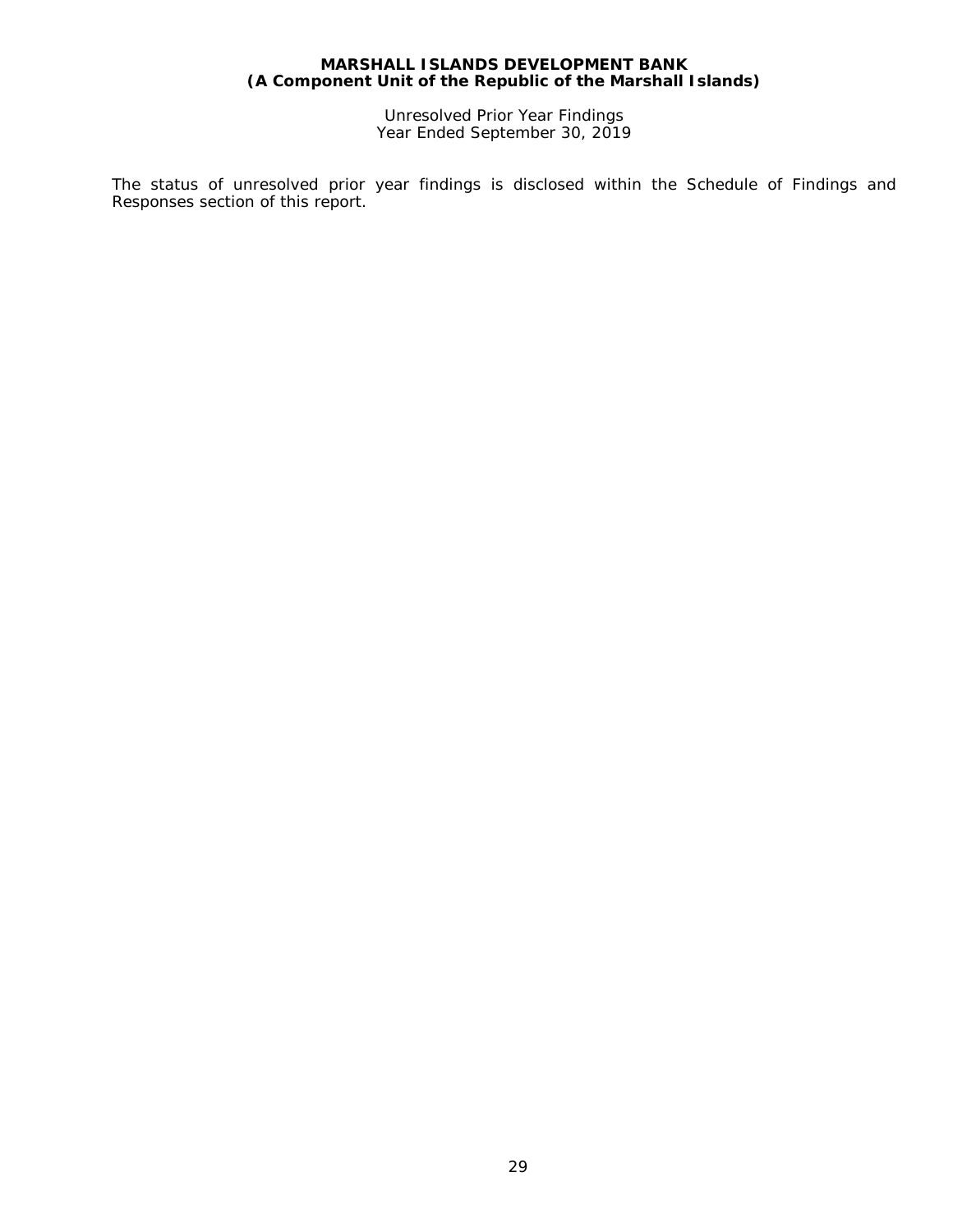**MARSHALL ISLANDS DEVELOPMENT BANK**
**(A Component Unit of the Republic of the Marshall Islands)**

Unresolved Prior Year Findings
Year Ended September 30, 2019

The status of unresolved prior year findings is disclosed within the Schedule of Findings and Responses section of this report.